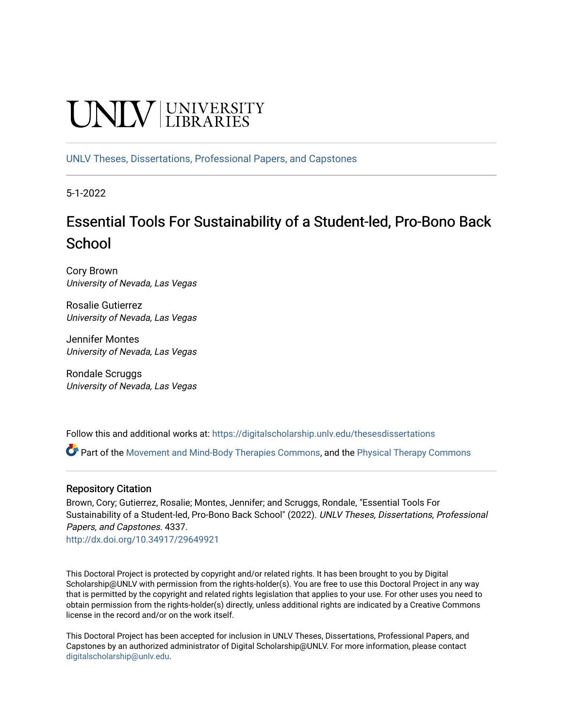UNLV | UNIVERSITY LIBRARIES

UNLV Theses, Dissertations, Professional Papers, and Capstones

5-1-2022

# Essential Tools For Sustainability of a Student-led, Pro-Bono Back School

Cory Brown
*University of Nevada, Las Vegas*

Rosalie Gutierrez
*University of Nevada, Las Vegas*

Jennifer Montes
*University of Nevada, Las Vegas*

Rondale Scruggs
*University of Nevada, Las Vegas*

Follow this and additional works at: https://digitalscholarship.unlv.edu/thesesdissertations

Part of the Movement and Mind-Body Therapies Commons, and the Physical Therapy Commons

## Repository Citation

Brown, Cory; Gutierrez, Rosalie; Montes, Jennifer; and Scruggs, Rondale, "Essential Tools For Sustainability of a Student-led, Pro-Bono Back School" (2022). *UNLV Theses, Dissertations, Professional Papers, and Capstones*. 4337.
http://dx.doi.org/10.34917/29649921

This Doctoral Project is protected by copyright and/or related rights. It has been brought to you by Digital Scholarship@UNLV with permission from the rights-holder(s). You are free to use this Doctoral Project in any way that is permitted by the copyright and related rights legislation that applies to your use. For other uses you need to obtain permission from the rights-holder(s) directly, unless additional rights are indicated by a Creative Commons license in the record and/or on the work itself.

This Doctoral Project has been accepted for inclusion in UNLV Theses, Dissertations, Professional Papers, and Capstones by an authorized administrator of Digital Scholarship@UNLV. For more information, please contact digitalscholarship@unlv.edu.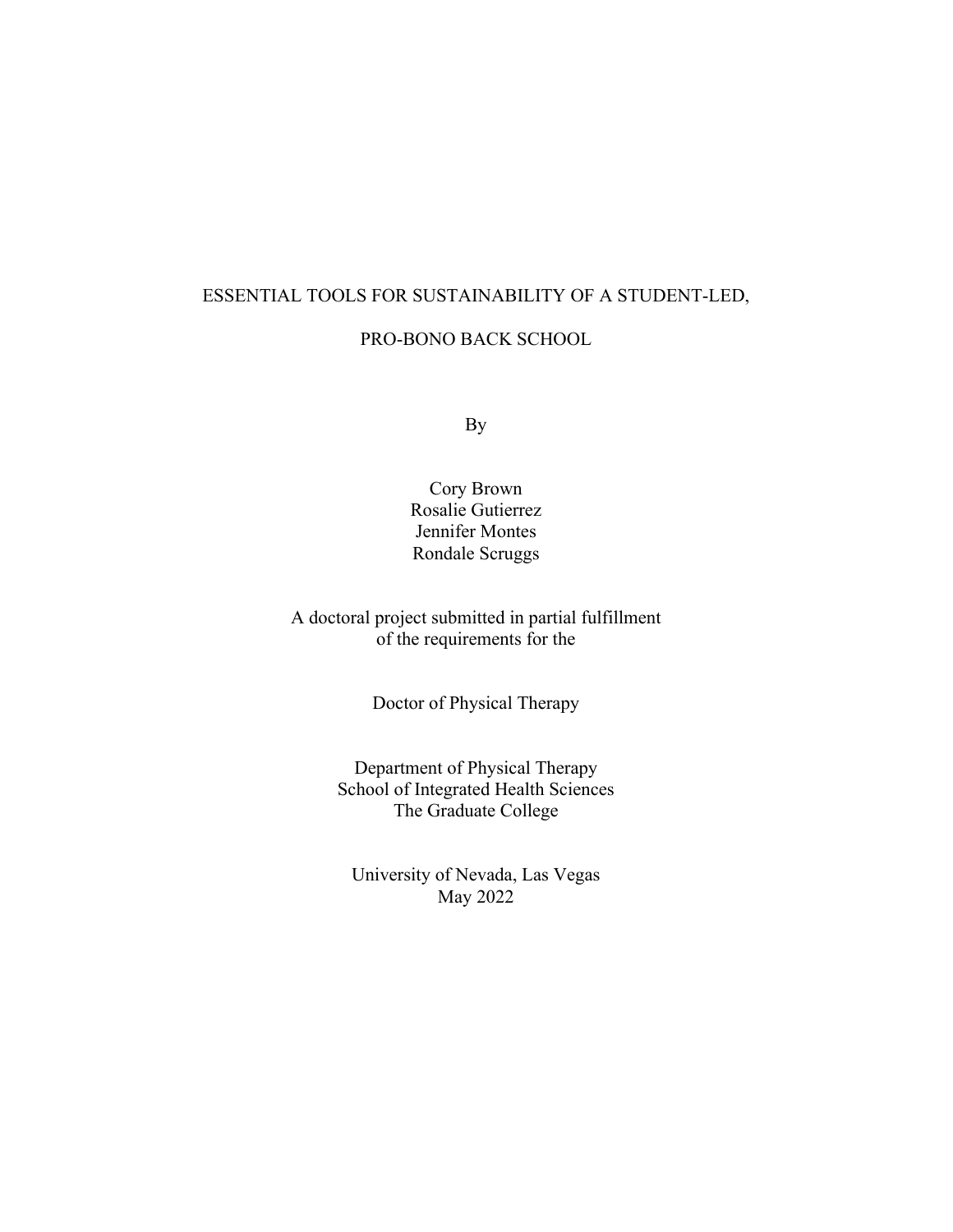# ESSENTIAL TOOLS FOR SUSTAINABILITY OF A STUDENT-LED, PRO-BONO BACK SCHOOL

By

Cory Brown
Rosalie Gutierrez
Jennifer Montes
Rondale Scruggs

A doctoral project submitted in partial fulfillment
of the requirements for the

Doctor of Physical Therapy

Department of Physical Therapy
School of Integrated Health Sciences
The Graduate College

University of Nevada, Las Vegas
May 2022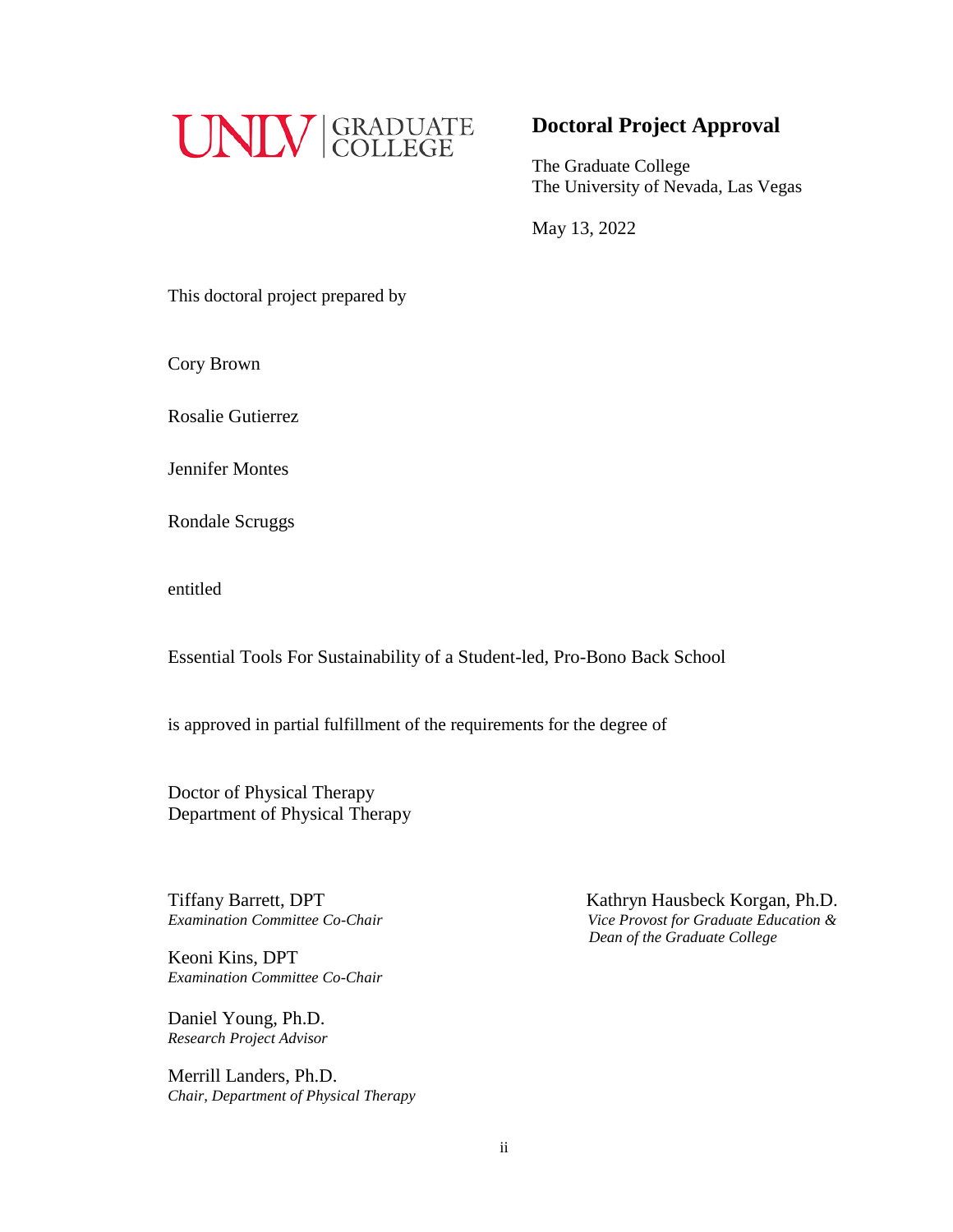UNLV | GRADUATE COLLEGE

# Doctoral Project Approval

The Graduate College
The University of Nevada, Las Vegas

May 13, 2022

This doctoral project prepared by

Cory Brown

Rosalie Gutierrez

Jennifer Montes

Rondale Scruggs

entitled

Essential Tools For Sustainability of a Student-led, Pro-Bono Back School

is approved in partial fulfillment of the requirements for the degree of

Doctor of Physical Therapy
Department of Physical Therapy

Tiffany Barrett, DPT
*Examination Committee Co-Chair*

Keoni Kins, DPT
*Examination Committee Co-Chair*

Daniel Young, Ph.D.
*Research Project Advisor*

Merrill Landers, Ph.D.
*Chair, Department of Physical Therapy*

Kathryn Hausbeck Korgan, Ph.D.
*Vice Provost for Graduate Education & Dean of the Graduate College*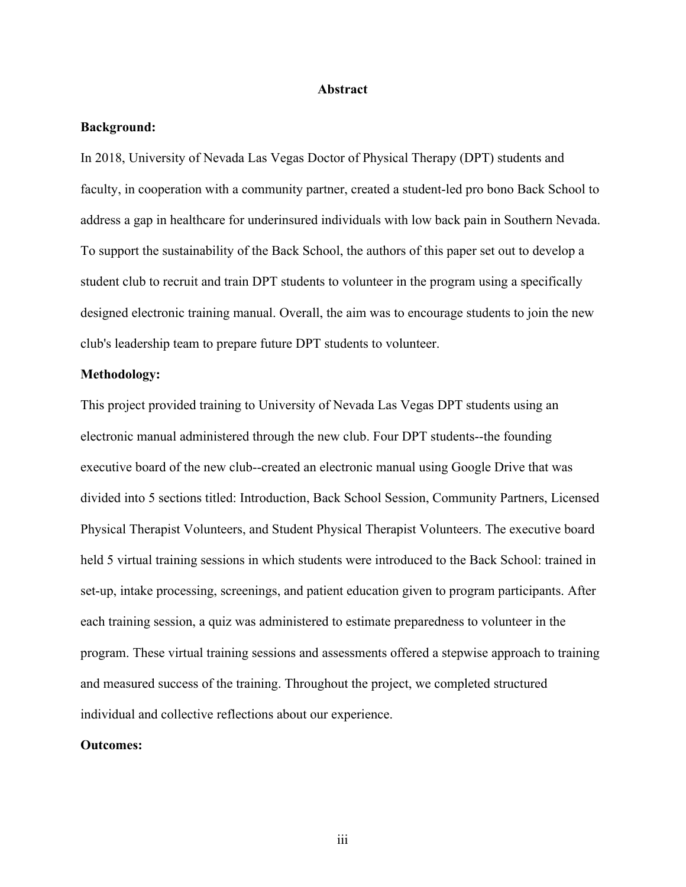## Abstract

**Background:**

In 2018, University of Nevada Las Vegas Doctor of Physical Therapy (DPT) students and faculty, in cooperation with a community partner, created a student-led pro bono Back School to address a gap in healthcare for underinsured individuals with low back pain in Southern Nevada. To support the sustainability of the Back School, the authors of this paper set out to develop a student club to recruit and train DPT students to volunteer in the program using a specifically designed electronic training manual. Overall, the aim was to encourage students to join the new club's leadership team to prepare future DPT students to volunteer.

**Methodology:**

This project provided training to University of Nevada Las Vegas DPT students using an electronic manual administered through the new club. Four DPT students--the founding executive board of the new club--created an electronic manual using Google Drive that was divided into 5 sections titled: Introduction, Back School Session, Community Partners, Licensed Physical Therapist Volunteers, and Student Physical Therapist Volunteers. The executive board held 5 virtual training sessions in which students were introduced to the Back School: trained in set-up, intake processing, screenings, and patient education given to program participants. After each training session, a quiz was administered to estimate preparedness to volunteer in the program. These virtual training sessions and assessments offered a stepwise approach to training and measured success of the training. Throughout the project, we completed structured individual and collective reflections about our experience.

**Outcomes:**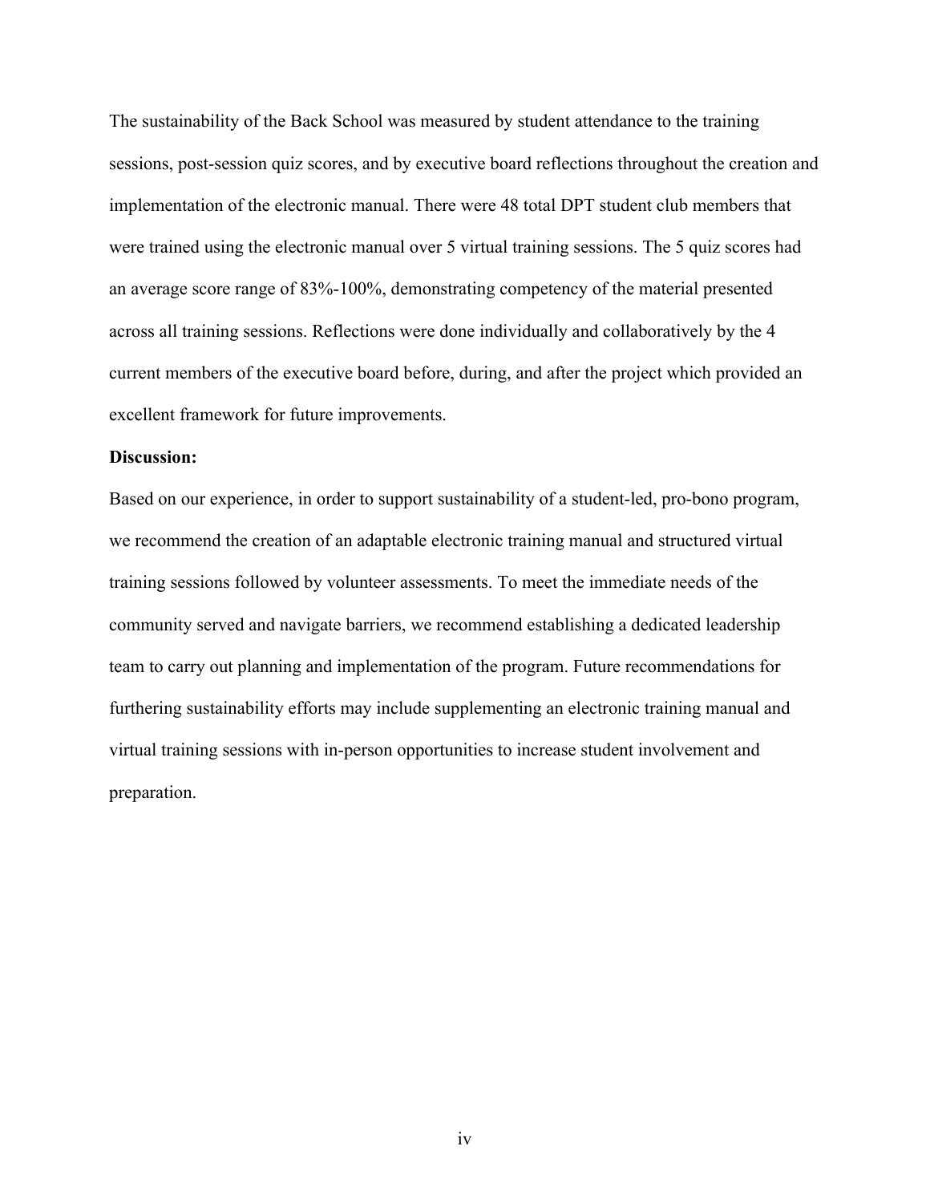The sustainability of the Back School was measured by student attendance to the training sessions, post-session quiz scores, and by executive board reflections throughout the creation and implementation of the electronic manual. There were 48 total DPT student club members that were trained using the electronic manual over 5 virtual training sessions. The 5 quiz scores had an average score range of 83%-100%, demonstrating competency of the material presented across all training sessions. Reflections were done individually and collaboratively by the 4 current members of the executive board before, during, and after the project which provided an excellent framework for future improvements.

**Discussion:**

Based on our experience, in order to support sustainability of a student-led, pro-bono program, we recommend the creation of an adaptable electronic training manual and structured virtual training sessions followed by volunteer assessments. To meet the immediate needs of the community served and navigate barriers, we recommend establishing a dedicated leadership team to carry out planning and implementation of the program. Future recommendations for furthering sustainability efforts may include supplementing an electronic training manual and virtual training sessions with in-person opportunities to increase student involvement and preparation.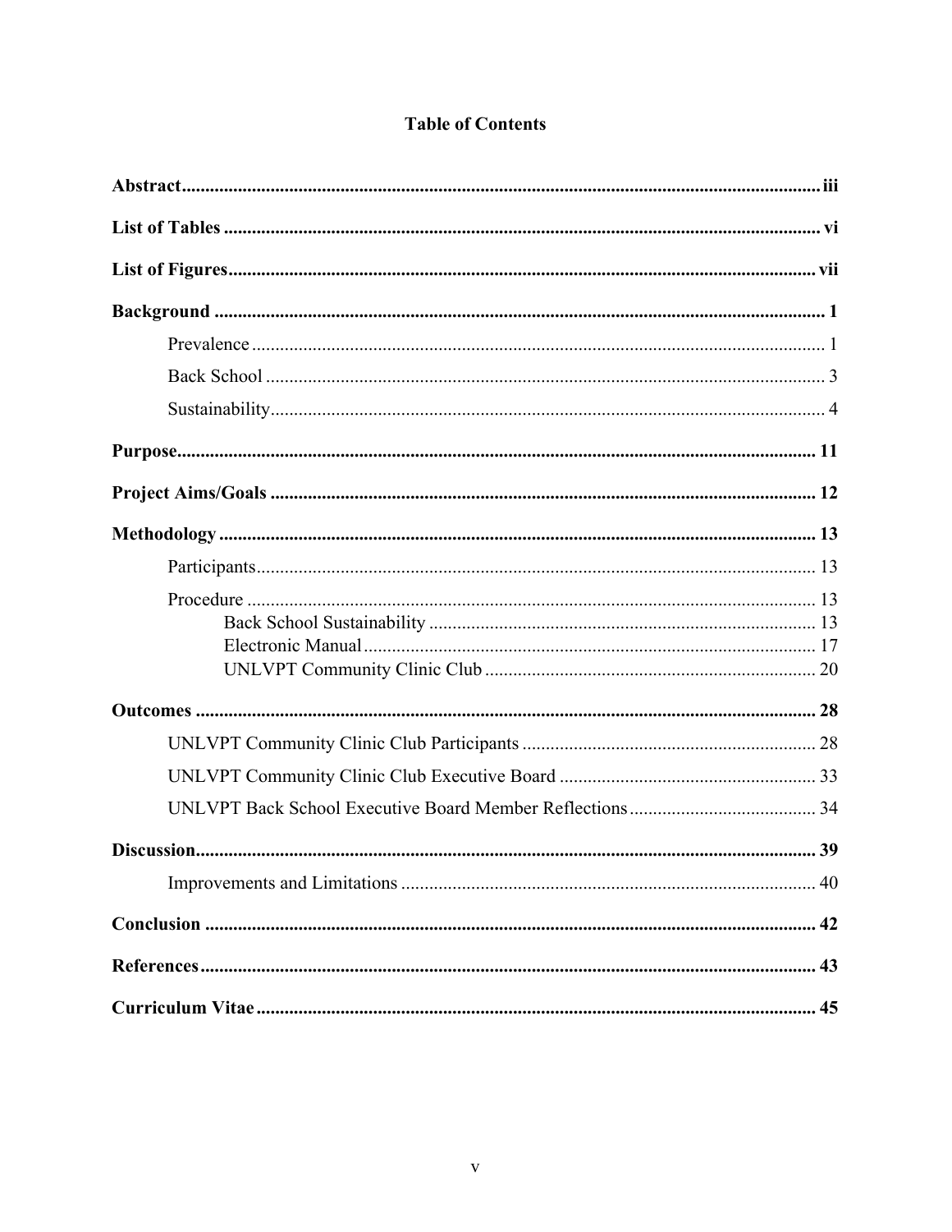# Table of Contents

**Abstract** ..... iii

**List of Tables** ..... vi

**List of Figures** ..... vii

**Background** ..... 1

- Prevalence ..... 1
- Back School ..... 3
- Sustainability ..... 4

**Purpose** ..... 11

**Project Aims/Goals** ..... 12

**Methodology** ..... 13

- Participants ..... 13
- Procedure ..... 13
  - Back School Sustainability ..... 13
  - Electronic Manual ..... 17
  - UNLVPT Community Clinic Club ..... 20

**Outcomes** ..... 28

- UNLVPT Community Clinic Club Participants ..... 28
- UNLVPT Community Clinic Club Executive Board ..... 33
- UNLVPT Back School Executive Board Member Reflections ..... 34

**Discussion** ..... 39

- Improvements and Limitations ..... 40

**Conclusion** ..... 42

**References** ..... 43

**Curriculum Vitae** ..... 45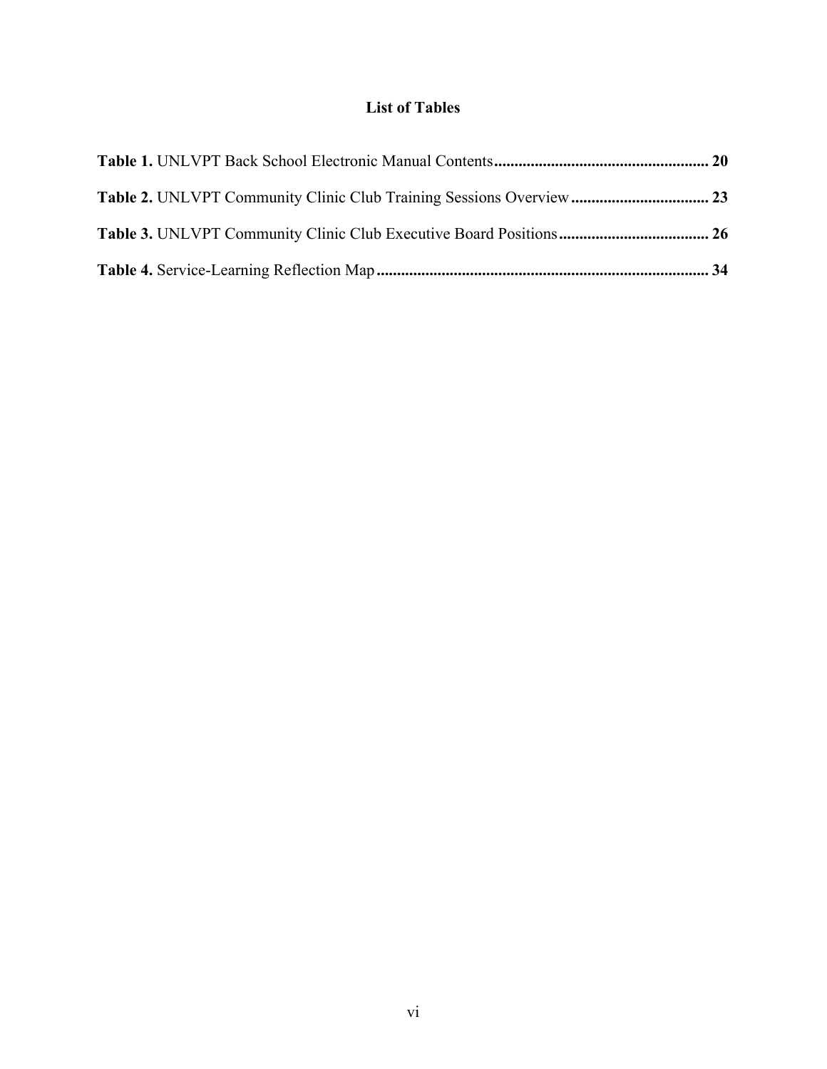# List of Tables

**Table 1.** UNLVPT Back School Electronic Manual Contents **.................................................... 20**

**Table 2.** UNLVPT Community Clinic Club Training Sessions Overview **.................................. 23**

**Table 3.** UNLVPT Community Clinic Club Executive Board Positions **..................................... 26**

**Table 4.** Service-Learning Reflection Map **................................................................................. 34**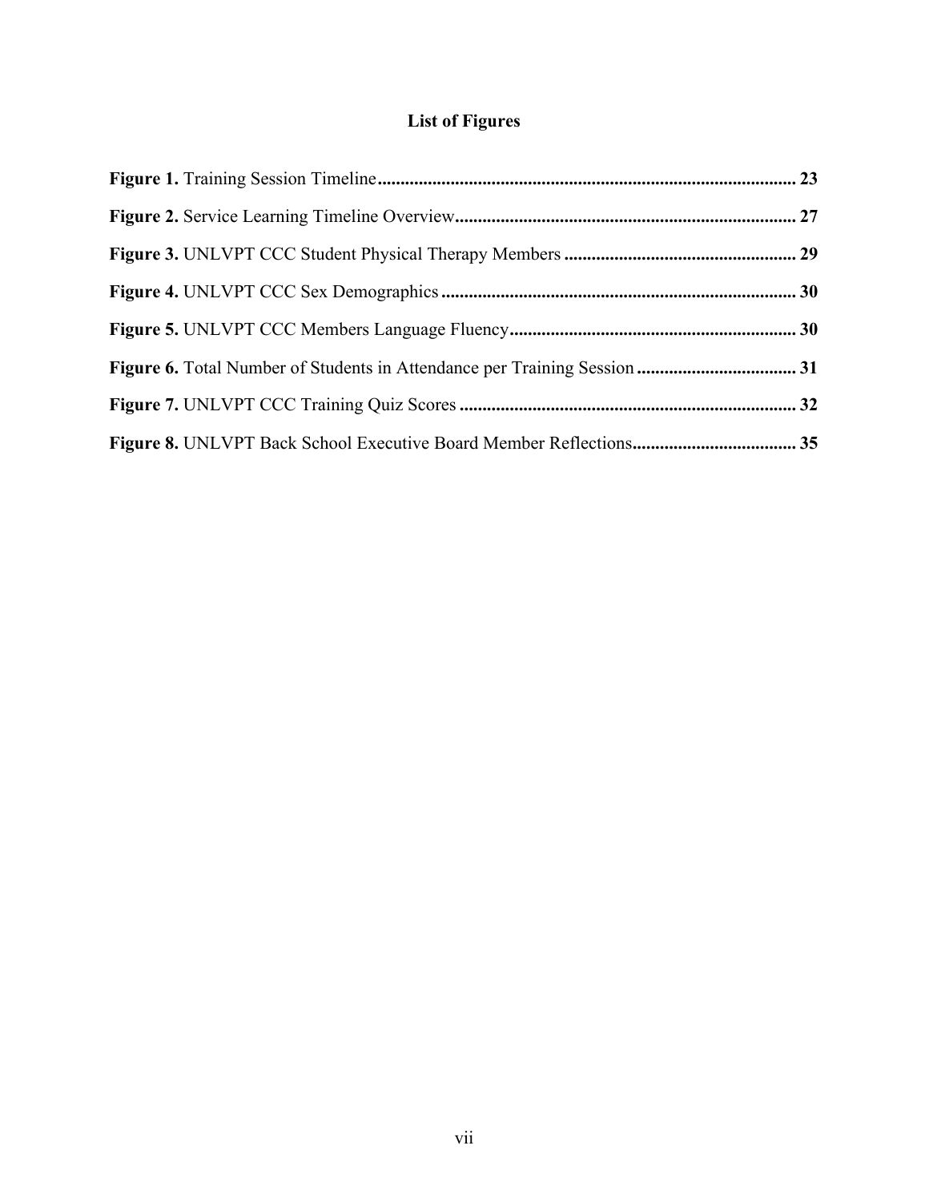# List of Figures

**Figure 1.** Training Session Timeline .......... 23

**Figure 2.** Service Learning Timeline Overview .......... 27

**Figure 3.** UNLVPT CCC Student Physical Therapy Members .......... 29

**Figure 4.** UNLVPT CCC Sex Demographics .......... 30

**Figure 5.** UNLVPT CCC Members Language Fluency .......... 30

**Figure 6.** Total Number of Students in Attendance per Training Session .......... 31

**Figure 7.** UNLVPT CCC Training Quiz Scores .......... 32

**Figure 8.** UNLVPT Back School Executive Board Member Reflections .......... 35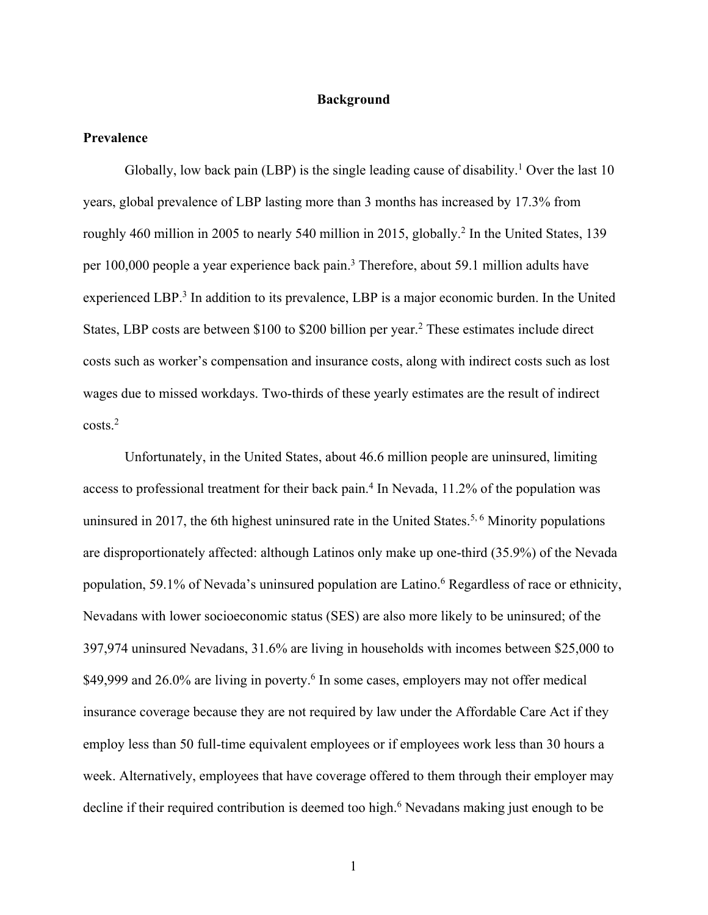# Background

## Prevalence

Globally, low back pain (LBP) is the single leading cause of disability.[1] Over the last 10 years, global prevalence of LBP lasting more than 3 months has increased by 17.3% from roughly 460 million in 2005 to nearly 540 million in 2015, globally.[2] In the United States, 139 per 100,000 people a year experience back pain.[3] Therefore, about 59.1 million adults have experienced LBP.[3] In addition to its prevalence, LBP is a major economic burden. In the United States, LBP costs are between $100 to $200 billion per year.[2] These estimates include direct costs such as worker's compensation and insurance costs, along with indirect costs such as lost wages due to missed workdays. Two-thirds of these yearly estimates are the result of indirect costs.[2]

Unfortunately, in the United States, about 46.6 million people are uninsured, limiting access to professional treatment for their back pain.[4] In Nevada, 11.2% of the population was uninsured in 2017, the 6th highest uninsured rate in the United States.[5, 6] Minority populations are disproportionately affected: although Latinos only make up one-third (35.9%) of the Nevada population, 59.1% of Nevada's uninsured population are Latino.[6] Regardless of race or ethnicity, Nevadans with lower socioeconomic status (SES) are also more likely to be uninsured; of the 397,974 uninsured Nevadans, 31.6% are living in households with incomes between $25,000 to $49,999 and 26.0% are living in poverty.[6] In some cases, employers may not offer medical insurance coverage because they are not required by law under the Affordable Care Act if they employ less than 50 full-time equivalent employees or if employees work less than 30 hours a week. Alternatively, employees that have coverage offered to them through their employer may decline if their required contribution is deemed too high.[6] Nevadans making just enough to be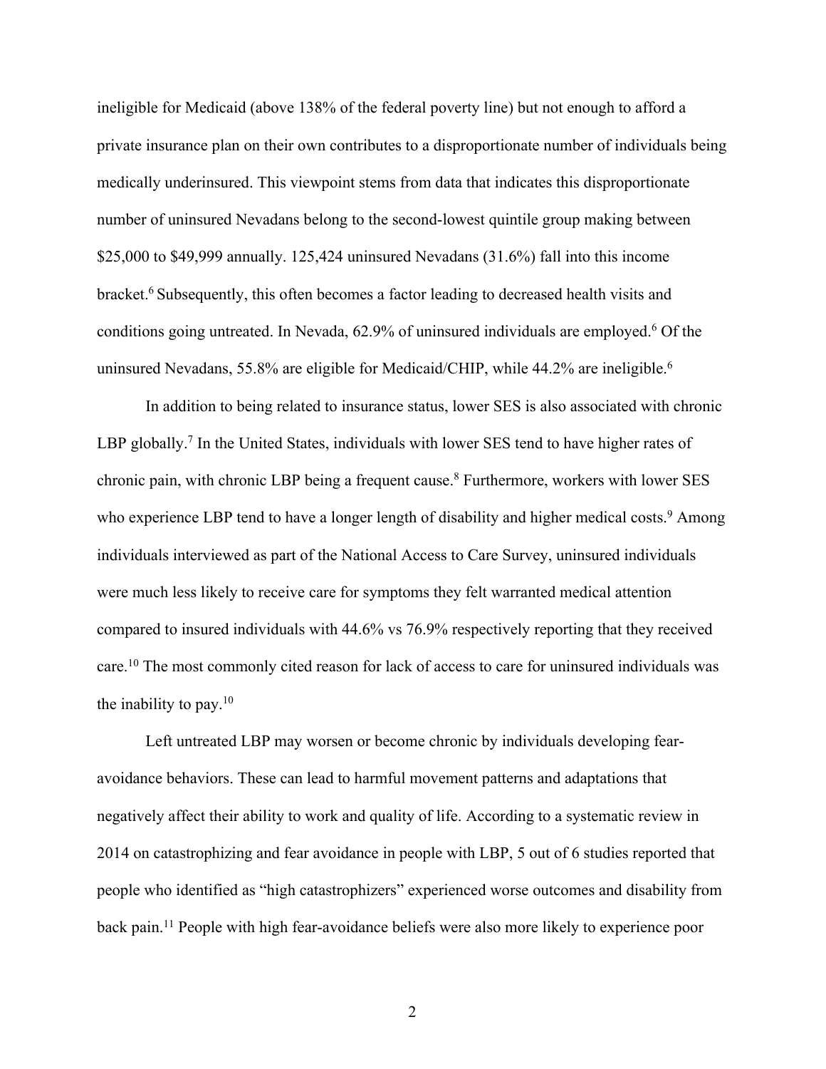ineligible for Medicaid (above 138% of the federal poverty line) but not enough to afford a private insurance plan on their own contributes to a disproportionate number of individuals being medically underinsured. This viewpoint stems from data that indicates this disproportionate number of uninsured Nevadans belong to the second-lowest quintile group making between $25,000 to $49,999 annually. 125,424 uninsured Nevadans (31.6%) fall into this income bracket.[6] Subsequently, this often becomes a factor leading to decreased health visits and conditions going untreated. In Nevada, 62.9% of uninsured individuals are employed.[6] Of the uninsured Nevadans, 55.8% are eligible for Medicaid/CHIP, while 44.2% are ineligible.[6]

In addition to being related to insurance status, lower SES is also associated with chronic LBP globally.[7] In the United States, individuals with lower SES tend to have higher rates of chronic pain, with chronic LBP being a frequent cause.[8] Furthermore, workers with lower SES who experience LBP tend to have a longer length of disability and higher medical costs.[9] Among individuals interviewed as part of the National Access to Care Survey, uninsured individuals were much less likely to receive care for symptoms they felt warranted medical attention compared to insured individuals with 44.6% vs 76.9% respectively reporting that they received care.[10] The most commonly cited reason for lack of access to care for uninsured individuals was the inability to pay.[10]

Left untreated LBP may worsen or become chronic by individuals developing fear-avoidance behaviors. These can lead to harmful movement patterns and adaptations that negatively affect their ability to work and quality of life. According to a systematic review in 2014 on catastrophizing and fear avoidance in people with LBP, 5 out of 6 studies reported that people who identified as "high catastrophizers" experienced worse outcomes and disability from back pain.[11] People with high fear-avoidance beliefs were also more likely to experience poor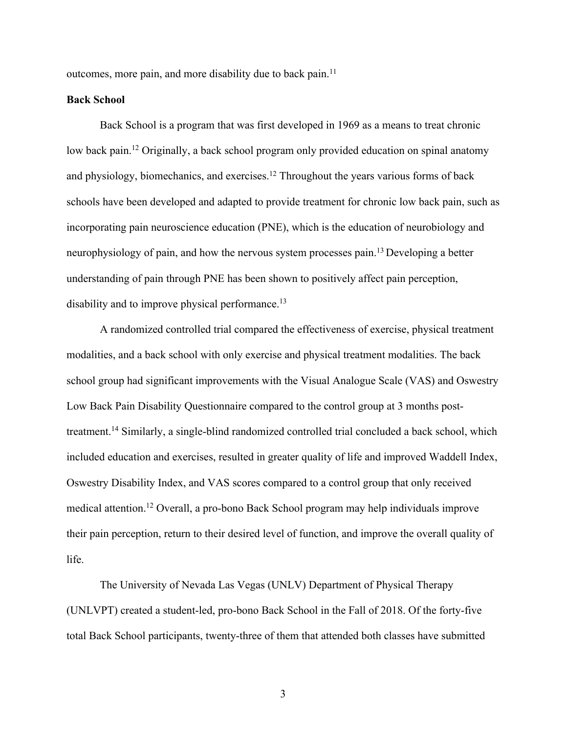outcomes, more pain, and more disability due to back pain.[11]

**Back School**

Back School is a program that was first developed in 1969 as a means to treat chronic low back pain.[12] Originally, a back school program only provided education on spinal anatomy and physiology, biomechanics, and exercises.[12] Throughout the years various forms of back schools have been developed and adapted to provide treatment for chronic low back pain, such as incorporating pain neuroscience education (PNE), which is the education of neurobiology and neurophysiology of pain, and how the nervous system processes pain.[13] Developing a better understanding of pain through PNE has been shown to positively affect pain perception, disability and to improve physical performance.[13]

A randomized controlled trial compared the effectiveness of exercise, physical treatment modalities, and a back school with only exercise and physical treatment modalities. The back school group had significant improvements with the Visual Analogue Scale (VAS) and Oswestry Low Back Pain Disability Questionnaire compared to the control group at 3 months post-treatment.[14] Similarly, a single-blind randomized controlled trial concluded a back school, which included education and exercises, resulted in greater quality of life and improved Waddell Index, Oswestry Disability Index, and VAS scores compared to a control group that only received medical attention.[12] Overall, a pro-bono Back School program may help individuals improve their pain perception, return to their desired level of function, and improve the overall quality of life.

The University of Nevada Las Vegas (UNLV) Department of Physical Therapy (UNLVPT) created a student-led, pro-bono Back School in the Fall of 2018. Of the forty-five total Back School participants, twenty-three of them that attended both classes have submitted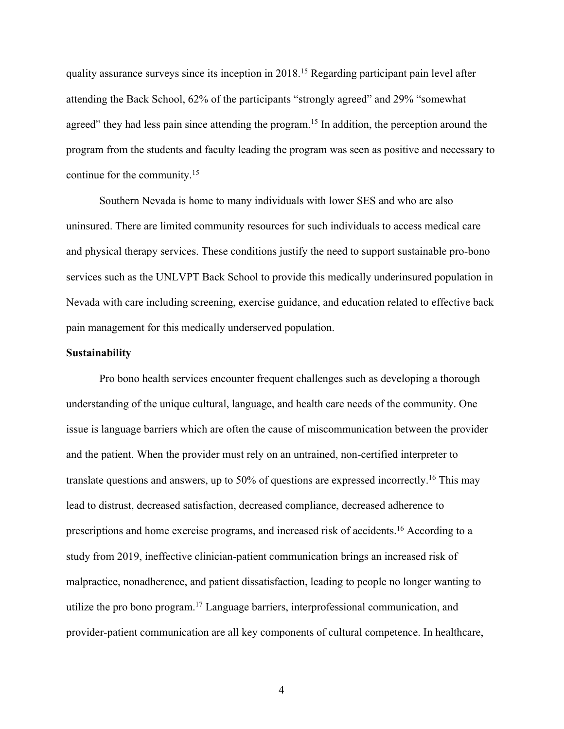quality assurance surveys since its inception in 2018.[15] Regarding participant pain level after attending the Back School, 62% of the participants “strongly agreed” and 29% “somewhat agreed” they had less pain since attending the program.[15] In addition, the perception around the program from the students and faculty leading the program was seen as positive and necessary to continue for the community.[15]

Southern Nevada is home to many individuals with lower SES and who are also uninsured. There are limited community resources for such individuals to access medical care and physical therapy services. These conditions justify the need to support sustainable pro-bono services such as the UNLVPT Back School to provide this medically underinsured population in Nevada with care including screening, exercise guidance, and education related to effective back pain management for this medically underserved population.

**Sustainability**

Pro bono health services encounter frequent challenges such as developing a thorough understanding of the unique cultural, language, and health care needs of the community. One issue is language barriers which are often the cause of miscommunication between the provider and the patient. When the provider must rely on an untrained, non-certified interpreter to translate questions and answers, up to 50% of questions are expressed incorrectly.[16] This may lead to distrust, decreased satisfaction, decreased compliance, decreased adherence to prescriptions and home exercise programs, and increased risk of accidents.[16] According to a study from 2019, ineffective clinician-patient communication brings an increased risk of malpractice, nonadherence, and patient dissatisfaction, leading to people no longer wanting to utilize the pro bono program.[17] Language barriers, interprofessional communication, and provider-patient communication are all key components of cultural competence. In healthcare,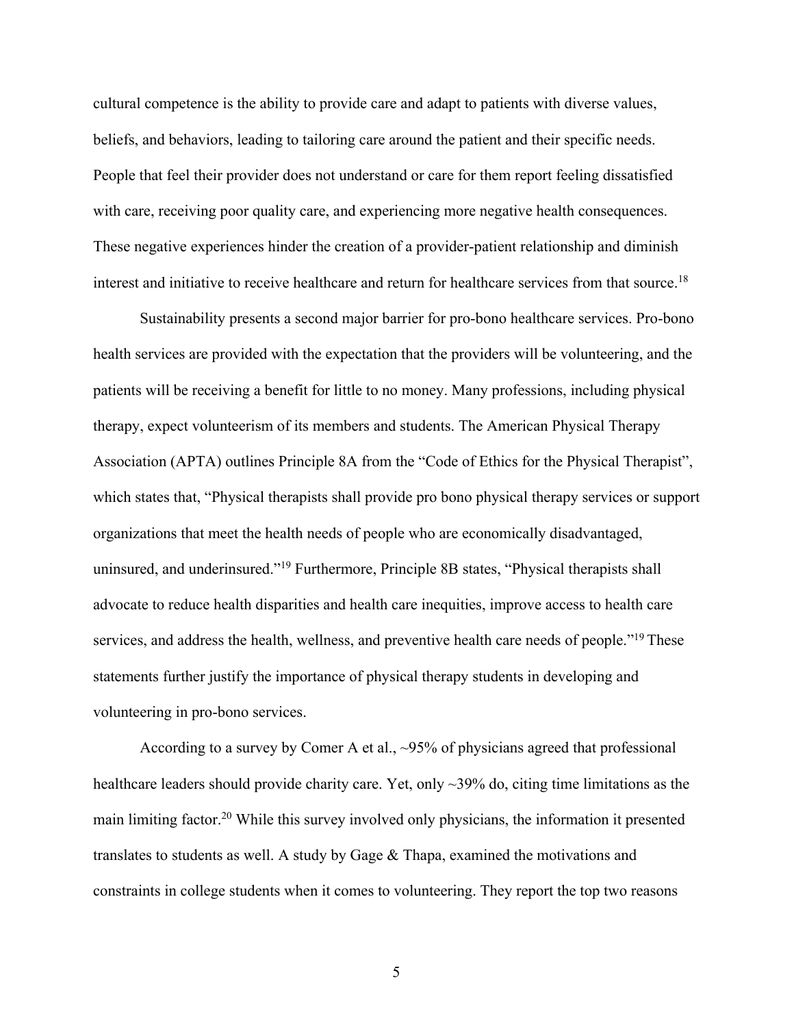cultural competence is the ability to provide care and adapt to patients with diverse values, beliefs, and behaviors, leading to tailoring care around the patient and their specific needs. People that feel their provider does not understand or care for them report feeling dissatisfied with care, receiving poor quality care, and experiencing more negative health consequences. These negative experiences hinder the creation of a provider-patient relationship and diminish interest and initiative to receive healthcare and return for healthcare services from that source.[18]

Sustainability presents a second major barrier for pro-bono healthcare services. Pro-bono health services are provided with the expectation that the providers will be volunteering, and the patients will be receiving a benefit for little to no money. Many professions, including physical therapy, expect volunteerism of its members and students. The American Physical Therapy Association (APTA) outlines Principle 8A from the "Code of Ethics for the Physical Therapist", which states that, "Physical therapists shall provide pro bono physical therapy services or support organizations that meet the health needs of people who are economically disadvantaged, uninsured, and underinsured."[19] Furthermore, Principle 8B states, "Physical therapists shall advocate to reduce health disparities and health care inequities, improve access to health care services, and address the health, wellness, and preventive health care needs of people."[19] These statements further justify the importance of physical therapy students in developing and volunteering in pro-bono services.

According to a survey by Comer A et al., ~95% of physicians agreed that professional healthcare leaders should provide charity care. Yet, only ~39% do, citing time limitations as the main limiting factor.[20] While this survey involved only physicians, the information it presented translates to students as well. A study by Gage & Thapa, examined the motivations and constraints in college students when it comes to volunteering. They report the top two reasons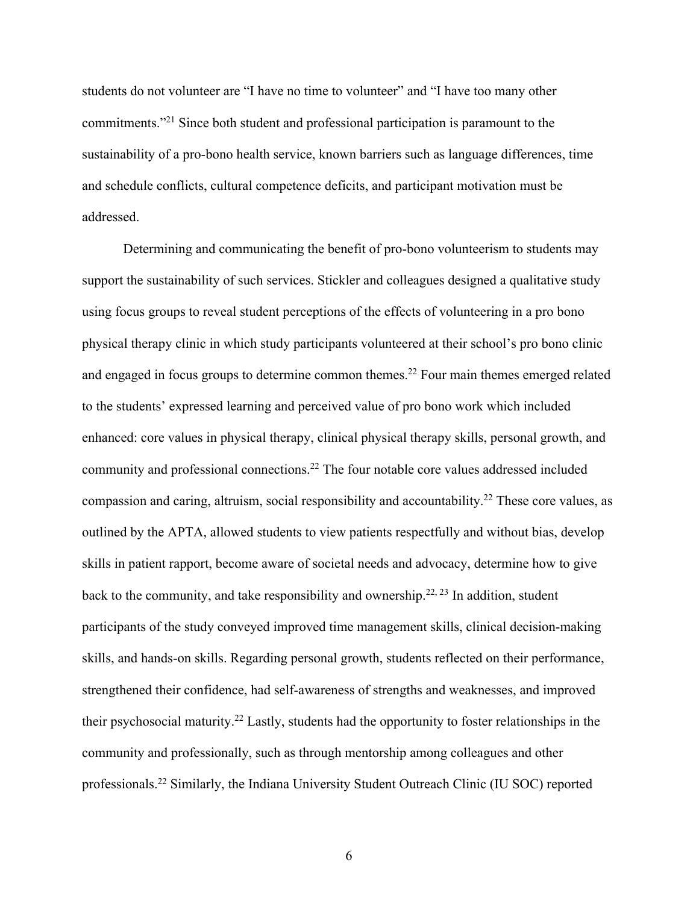students do not volunteer are "I have no time to volunteer" and "I have too many other commitments."[21] Since both student and professional participation is paramount to the sustainability of a pro-bono health service, known barriers such as language differences, time and schedule conflicts, cultural competence deficits, and participant motivation must be addressed.

Determining and communicating the benefit of pro-bono volunteerism to students may support the sustainability of such services. Stickler and colleagues designed a qualitative study using focus groups to reveal student perceptions of the effects of volunteering in a pro bono physical therapy clinic in which study participants volunteered at their school's pro bono clinic and engaged in focus groups to determine common themes.[22] Four main themes emerged related to the students' expressed learning and perceived value of pro bono work which included enhanced: core values in physical therapy, clinical physical therapy skills, personal growth, and community and professional connections.[22] The four notable core values addressed included compassion and caring, altruism, social responsibility and accountability.[22] These core values, as outlined by the APTA, allowed students to view patients respectfully and without bias, develop skills in patient rapport, become aware of societal needs and advocacy, determine how to give back to the community, and take responsibility and ownership.[22, 23] In addition, student participants of the study conveyed improved time management skills, clinical decision-making skills, and hands-on skills. Regarding personal growth, students reflected on their performance, strengthened their confidence, had self-awareness of strengths and weaknesses, and improved their psychosocial maturity.[22] Lastly, students had the opportunity to foster relationships in the community and professionally, such as through mentorship among colleagues and other professionals.[22] Similarly, the Indiana University Student Outreach Clinic (IU SOC) reported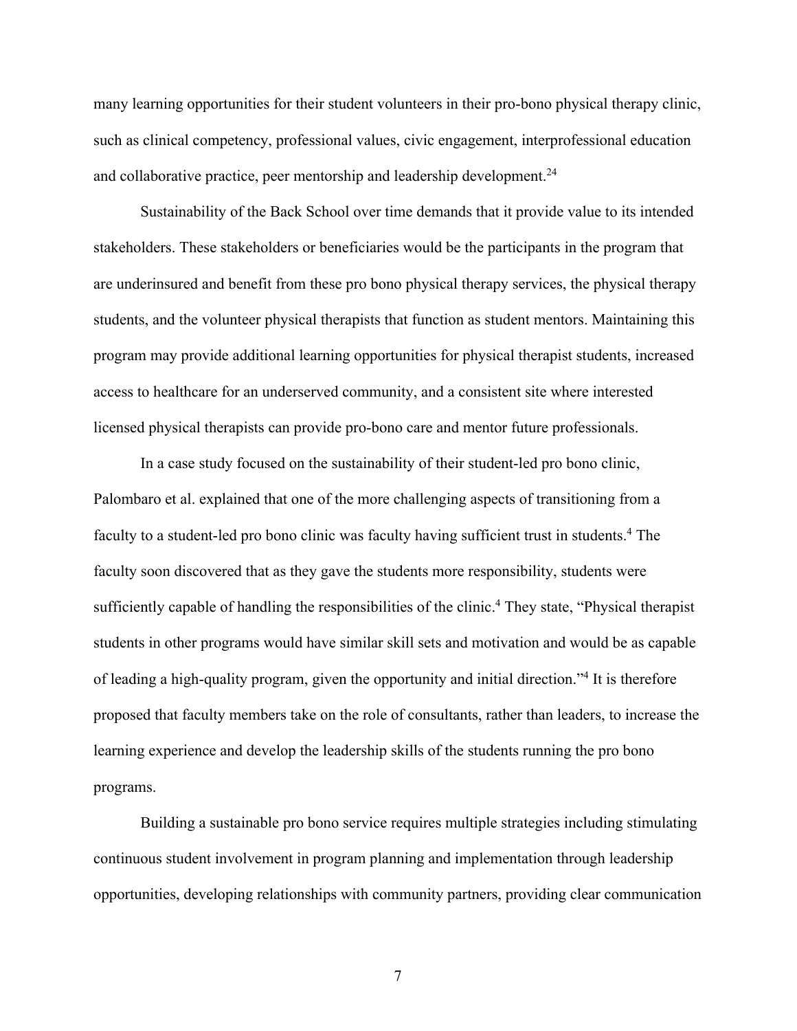many learning opportunities for their student volunteers in their pro-bono physical therapy clinic, such as clinical competency, professional values, civic engagement, interprofessional education and collaborative practice, peer mentorship and leadership development.[24]

Sustainability of the Back School over time demands that it provide value to its intended stakeholders. These stakeholders or beneficiaries would be the participants in the program that are underinsured and benefit from these pro bono physical therapy services, the physical therapy students, and the volunteer physical therapists that function as student mentors. Maintaining this program may provide additional learning opportunities for physical therapist students, increased access to healthcare for an underserved community, and a consistent site where interested licensed physical therapists can provide pro-bono care and mentor future professionals.

In a case study focused on the sustainability of their student-led pro bono clinic, Palombaro et al. explained that one of the more challenging aspects of transitioning from a faculty to a student-led pro bono clinic was faculty having sufficient trust in students.[4] The faculty soon discovered that as they gave the students more responsibility, students were sufficiently capable of handling the responsibilities of the clinic.[4] They state, "Physical therapist students in other programs would have similar skill sets and motivation and would be as capable of leading a high-quality program, given the opportunity and initial direction."[4] It is therefore proposed that faculty members take on the role of consultants, rather than leaders, to increase the learning experience and develop the leadership skills of the students running the pro bono programs.

Building a sustainable pro bono service requires multiple strategies including stimulating continuous student involvement in program planning and implementation through leadership opportunities, developing relationships with community partners, providing clear communication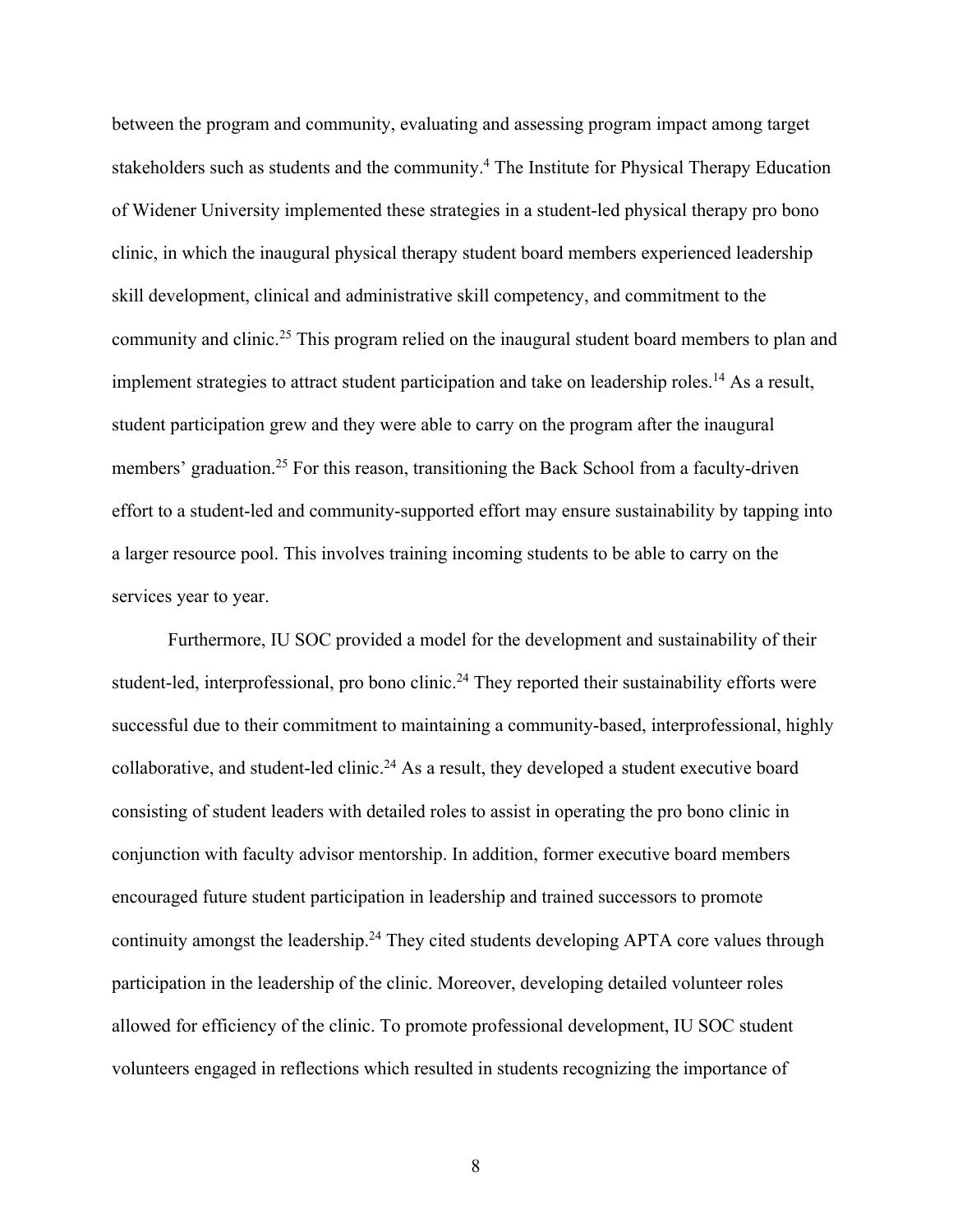between the program and community, evaluating and assessing program impact among target stakeholders such as students and the community.[4] The Institute for Physical Therapy Education of Widener University implemented these strategies in a student-led physical therapy pro bono clinic, in which the inaugural physical therapy student board members experienced leadership skill development, clinical and administrative skill competency, and commitment to the community and clinic.[25] This program relied on the inaugural student board members to plan and implement strategies to attract student participation and take on leadership roles.[14] As a result, student participation grew and they were able to carry on the program after the inaugural members' graduation.[25] For this reason, transitioning the Back School from a faculty-driven effort to a student-led and community-supported effort may ensure sustainability by tapping into a larger resource pool. This involves training incoming students to be able to carry on the services year to year.

Furthermore, IU SOC provided a model for the development and sustainability of their student-led, interprofessional, pro bono clinic.[24] They reported their sustainability efforts were successful due to their commitment to maintaining a community-based, interprofessional, highly collaborative, and student-led clinic.[24] As a result, they developed a student executive board consisting of student leaders with detailed roles to assist in operating the pro bono clinic in conjunction with faculty advisor mentorship. In addition, former executive board members encouraged future student participation in leadership and trained successors to promote continuity amongst the leadership.[24] They cited students developing APTA core values through participation in the leadership of the clinic. Moreover, developing detailed volunteer roles allowed for efficiency of the clinic. To promote professional development, IU SOC student volunteers engaged in reflections which resulted in students recognizing the importance of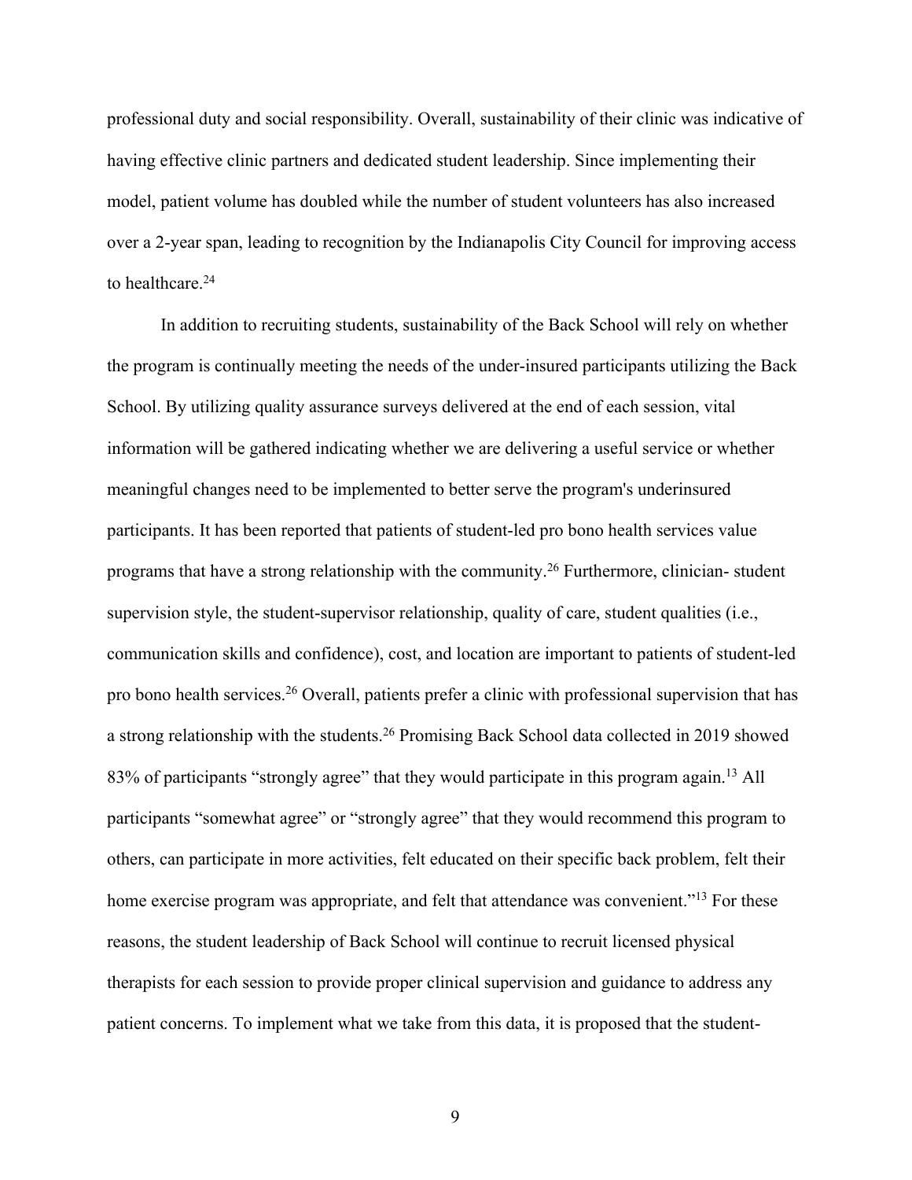professional duty and social responsibility. Overall, sustainability of their clinic was indicative of having effective clinic partners and dedicated student leadership. Since implementing their model, patient volume has doubled while the number of student volunteers has also increased over a 2-year span, leading to recognition by the Indianapolis City Council for improving access to healthcare.[24]

In addition to recruiting students, sustainability of the Back School will rely on whether the program is continually meeting the needs of the under-insured participants utilizing the Back School. By utilizing quality assurance surveys delivered at the end of each session, vital information will be gathered indicating whether we are delivering a useful service or whether meaningful changes need to be implemented to better serve the program's underinsured participants. It has been reported that patients of student-led pro bono health services value programs that have a strong relationship with the community.[26] Furthermore, clinician- student supervision style, the student-supervisor relationship, quality of care, student qualities (i.e., communication skills and confidence), cost, and location are important to patients of student-led pro bono health services.[26] Overall, patients prefer a clinic with professional supervision that has a strong relationship with the students.[26] Promising Back School data collected in 2019 showed 83% of participants "strongly agree" that they would participate in this program again.[13] All participants "somewhat agree" or "strongly agree" that they would recommend this program to others, can participate in more activities, felt educated on their specific back problem, felt their home exercise program was appropriate, and felt that attendance was convenient."[13] For these reasons, the student leadership of Back School will continue to recruit licensed physical therapists for each session to provide proper clinical supervision and guidance to address any patient concerns. To implement what we take from this data, it is proposed that the student-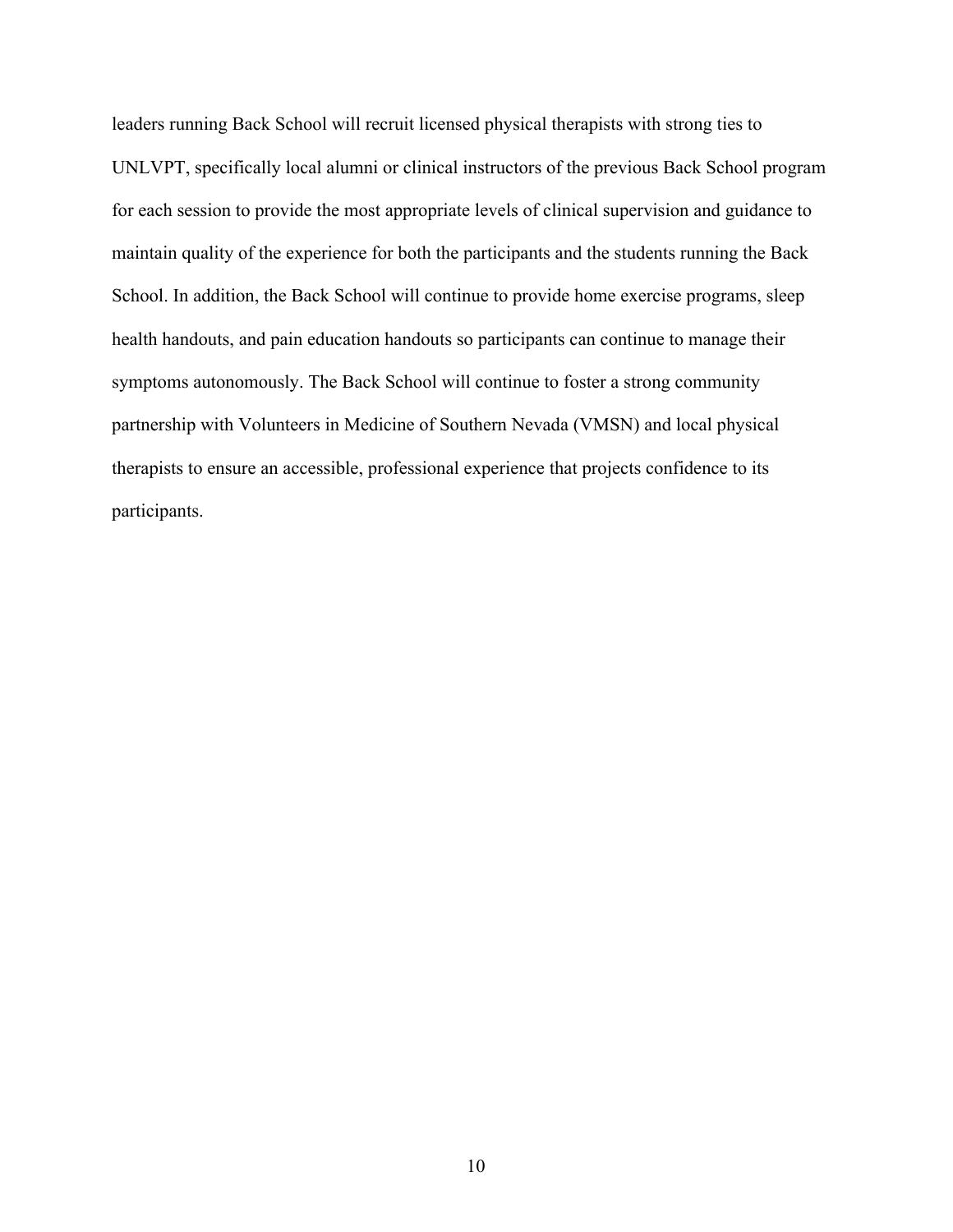leaders running Back School will recruit licensed physical therapists with strong ties to UNLVPT, specifically local alumni or clinical instructors of the previous Back School program for each session to provide the most appropriate levels of clinical supervision and guidance to maintain quality of the experience for both the participants and the students running the Back School. In addition, the Back School will continue to provide home exercise programs, sleep health handouts, and pain education handouts so participants can continue to manage their symptoms autonomously. The Back School will continue to foster a strong community partnership with Volunteers in Medicine of Southern Nevada (VMSN) and local physical therapists to ensure an accessible, professional experience that projects confidence to its participants.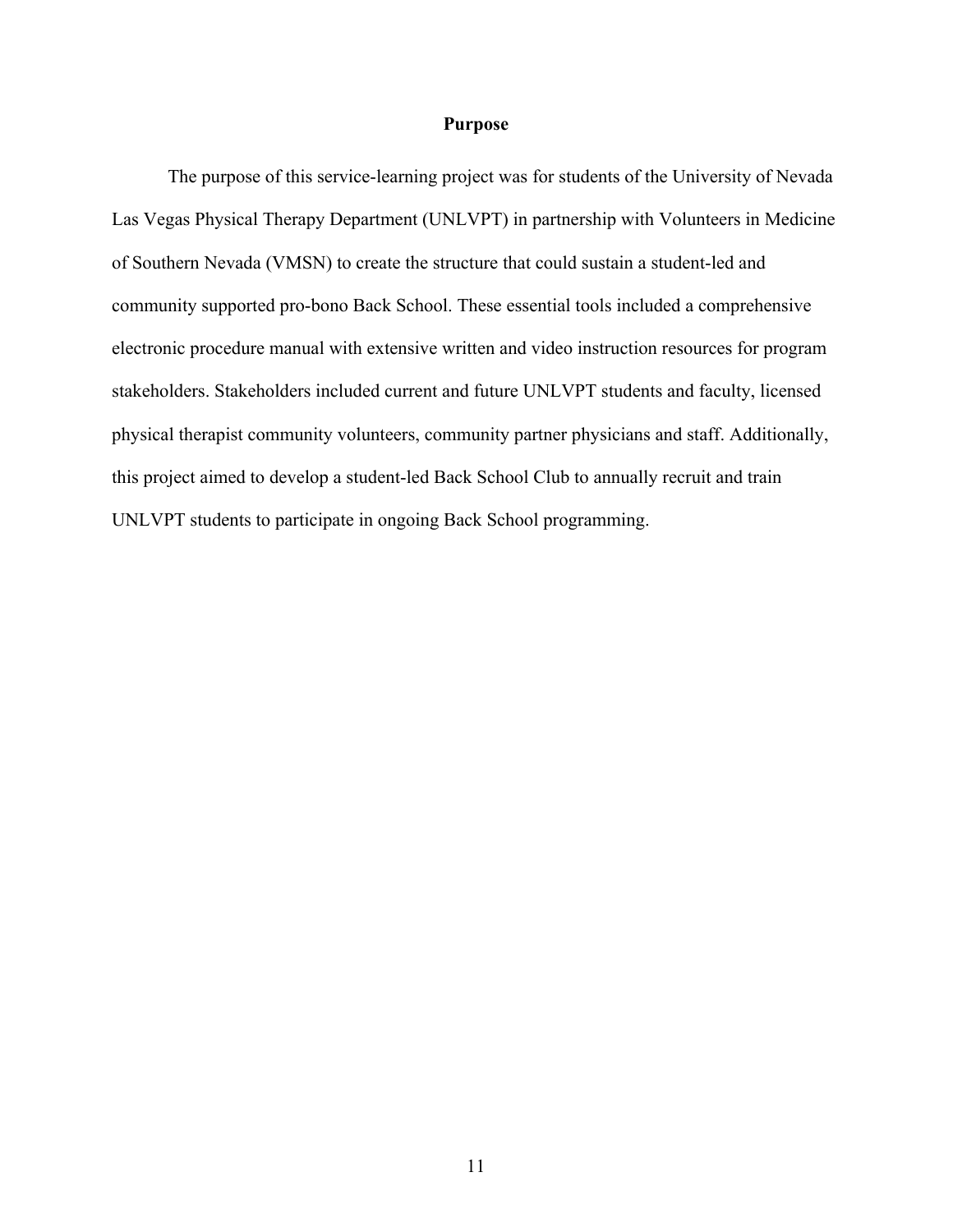## Purpose

The purpose of this service-learning project was for students of the University of Nevada Las Vegas Physical Therapy Department (UNLVPT) in partnership with Volunteers in Medicine of Southern Nevada (VMSN) to create the structure that could sustain a student-led and community supported pro-bono Back School. These essential tools included a comprehensive electronic procedure manual with extensive written and video instruction resources for program stakeholders. Stakeholders included current and future UNLVPT students and faculty, licensed physical therapist community volunteers, community partner physicians and staff. Additionally, this project aimed to develop a student-led Back School Club to annually recruit and train UNLVPT students to participate in ongoing Back School programming.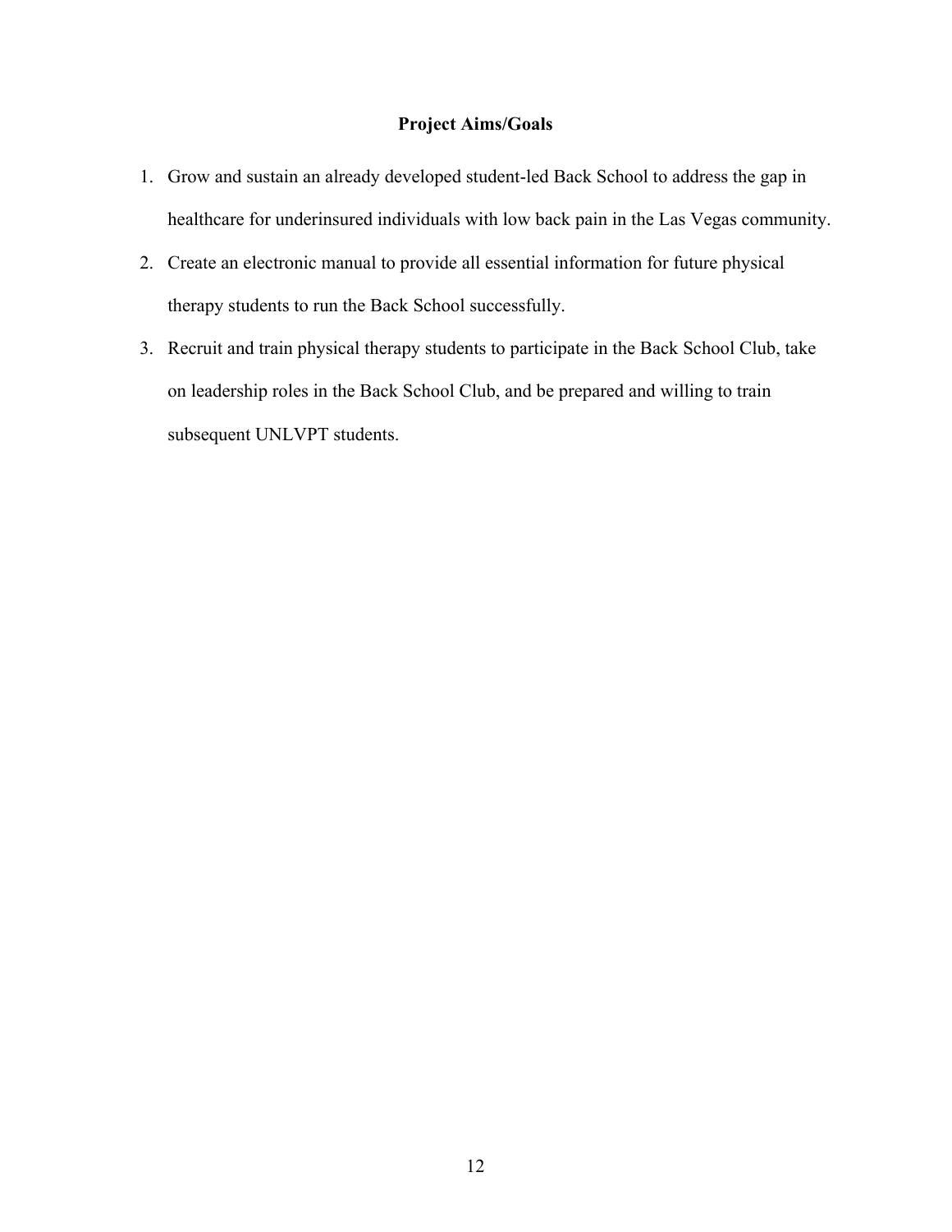## Project Aims/Goals

1. Grow and sustain an already developed student-led Back School to address the gap in healthcare for underinsured individuals with low back pain in the Las Vegas community.
2. Create an electronic manual to provide all essential information for future physical therapy students to run the Back School successfully.
3. Recruit and train physical therapy students to participate in the Back School Club, take on leadership roles in the Back School Club, and be prepared and willing to train subsequent UNLVPT students.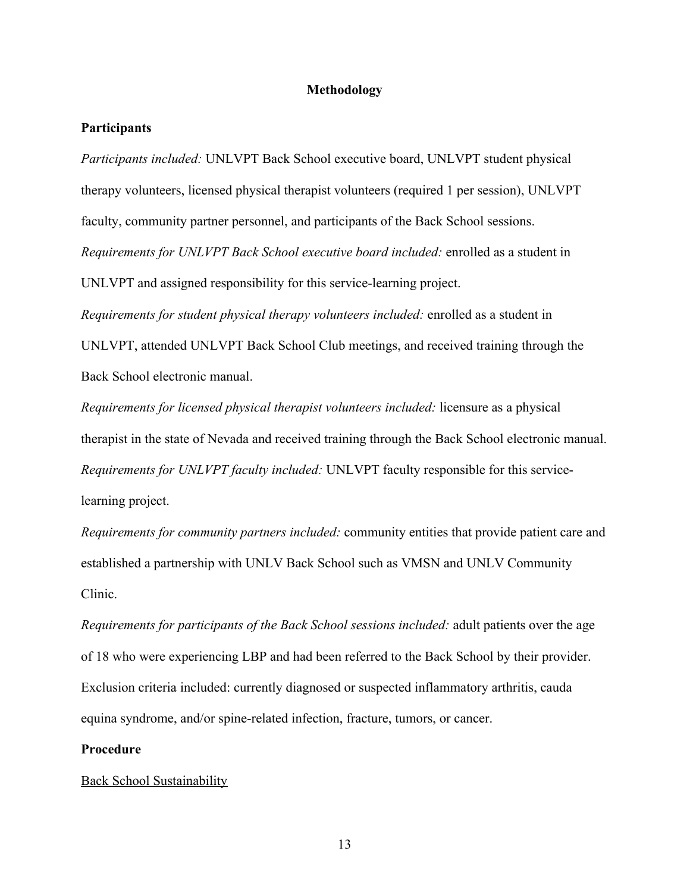## Methodology

### Participants

*Participants included:* UNLVPT Back School executive board, UNLVPT student physical therapy volunteers, licensed physical therapist volunteers (required 1 per session), UNLVPT faculty, community partner personnel, and participants of the Back School sessions.

*Requirements for UNLVPT Back School executive board included:* enrolled as a student in UNLVPT and assigned responsibility for this service-learning project.

*Requirements for student physical therapy volunteers included:* enrolled as a student in UNLVPT, attended UNLVPT Back School Club meetings, and received training through the Back School electronic manual.

*Requirements for licensed physical therapist volunteers included:* licensure as a physical therapist in the state of Nevada and received training through the Back School electronic manual.

*Requirements for UNLVPT faculty included:* UNLVPT faculty responsible for this service-learning project.

*Requirements for community partners included:* community entities that provide patient care and established a partnership with UNLV Back School such as VMSN and UNLV Community Clinic.

*Requirements for participants of the Back School sessions included:* adult patients over the age of 18 who were experiencing LBP and had been referred to the Back School by their provider. Exclusion criteria included: currently diagnosed or suspected inflammatory arthritis, cauda equina syndrome, and/or spine-related infection, fracture, tumors, or cancer.

### Procedure

<u>Back School Sustainability</u>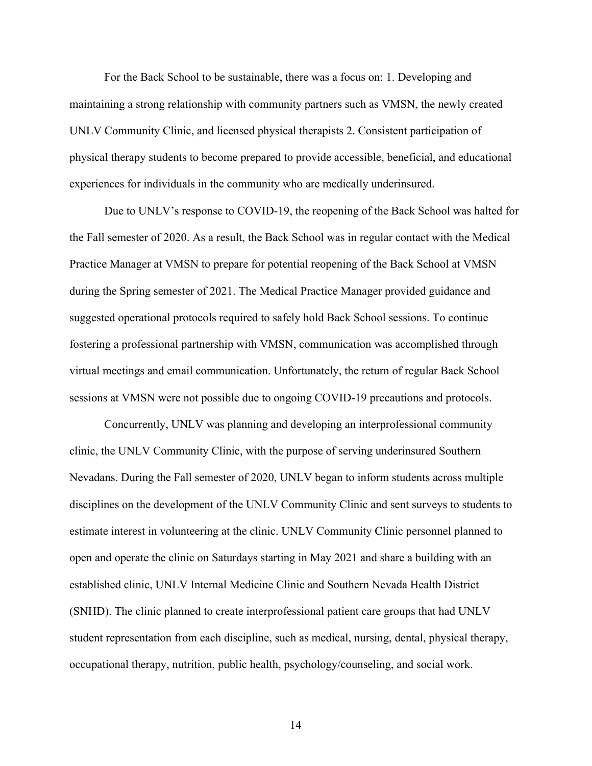For the Back School to be sustainable, there was a focus on: 1. Developing and maintaining a strong relationship with community partners such as VMSN, the newly created UNLV Community Clinic, and licensed physical therapists 2. Consistent participation of physical therapy students to become prepared to provide accessible, beneficial, and educational experiences for individuals in the community who are medically underinsured.

Due to UNLV's response to COVID-19, the reopening of the Back School was halted for the Fall semester of 2020. As a result, the Back School was in regular contact with the Medical Practice Manager at VMSN to prepare for potential reopening of the Back School at VMSN during the Spring semester of 2021. The Medical Practice Manager provided guidance and suggested operational protocols required to safely hold Back School sessions. To continue fostering a professional partnership with VMSN, communication was accomplished through virtual meetings and email communication. Unfortunately, the return of regular Back School sessions at VMSN were not possible due to ongoing COVID-19 precautions and protocols.

Concurrently, UNLV was planning and developing an interprofessional community clinic, the UNLV Community Clinic, with the purpose of serving underinsured Southern Nevadans. During the Fall semester of 2020, UNLV began to inform students across multiple disciplines on the development of the UNLV Community Clinic and sent surveys to students to estimate interest in volunteering at the clinic. UNLV Community Clinic personnel planned to open and operate the clinic on Saturdays starting in May 2021 and share a building with an established clinic, UNLV Internal Medicine Clinic and Southern Nevada Health District (SNHD). The clinic planned to create interprofessional patient care groups that had UNLV student representation from each discipline, such as medical, nursing, dental, physical therapy, occupational therapy, nutrition, public health, psychology/counseling, and social work.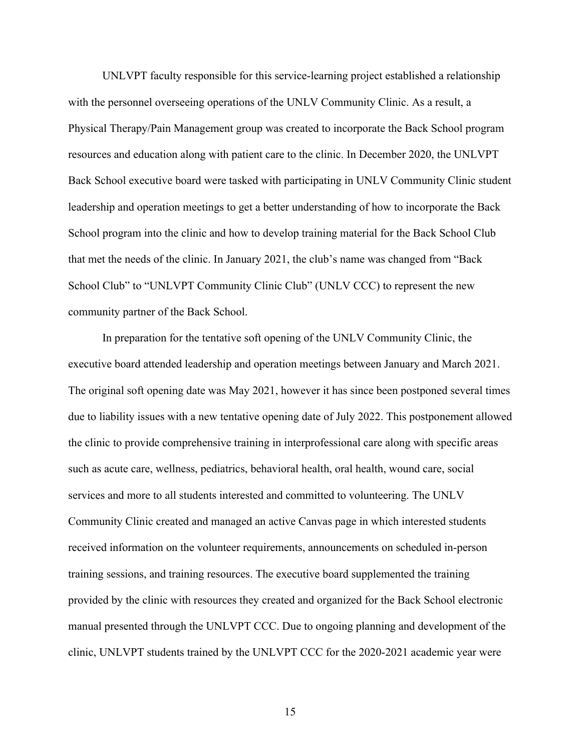UNLVPT faculty responsible for this service-learning project established a relationship with the personnel overseeing operations of the UNLV Community Clinic. As a result, a Physical Therapy/Pain Management group was created to incorporate the Back School program resources and education along with patient care to the clinic. In December 2020, the UNLVPT Back School executive board were tasked with participating in UNLV Community Clinic student leadership and operation meetings to get a better understanding of how to incorporate the Back School program into the clinic and how to develop training material for the Back School Club that met the needs of the clinic. In January 2021, the club's name was changed from "Back School Club" to "UNLVPT Community Clinic Club" (UNLV CCC) to represent the new community partner of the Back School.

In preparation for the tentative soft opening of the UNLV Community Clinic, the executive board attended leadership and operation meetings between January and March 2021. The original soft opening date was May 2021, however it has since been postponed several times due to liability issues with a new tentative opening date of July 2022. This postponement allowed the clinic to provide comprehensive training in interprofessional care along with specific areas such as acute care, wellness, pediatrics, behavioral health, oral health, wound care, social services and more to all students interested and committed to volunteering. The UNLV Community Clinic created and managed an active Canvas page in which interested students received information on the volunteer requirements, announcements on scheduled in-person training sessions, and training resources. The executive board supplemented the training provided by the clinic with resources they created and organized for the Back School electronic manual presented through the UNLVPT CCC. Due to ongoing planning and development of the clinic, UNLVPT students trained by the UNLVPT CCC for the 2020-2021 academic year were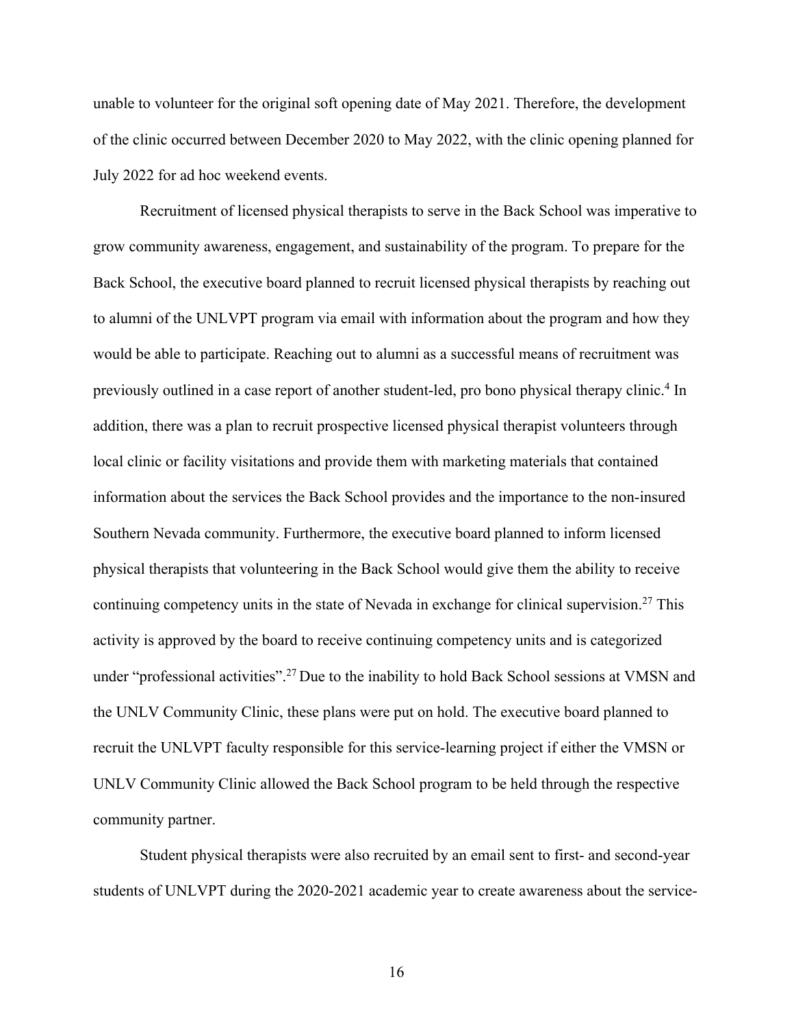unable to volunteer for the original soft opening date of May 2021. Therefore, the development of the clinic occurred between December 2020 to May 2022, with the clinic opening planned for July 2022 for ad hoc weekend events.

Recruitment of licensed physical therapists to serve in the Back School was imperative to grow community awareness, engagement, and sustainability of the program. To prepare for the Back School, the executive board planned to recruit licensed physical therapists by reaching out to alumni of the UNLVPT program via email with information about the program and how they would be able to participate. Reaching out to alumni as a successful means of recruitment was previously outlined in a case report of another student-led, pro bono physical therapy clinic.[4] In addition, there was a plan to recruit prospective licensed physical therapist volunteers through local clinic or facility visitations and provide them with marketing materials that contained information about the services the Back School provides and the importance to the non-insured Southern Nevada community. Furthermore, the executive board planned to inform licensed physical therapists that volunteering in the Back School would give them the ability to receive continuing competency units in the state of Nevada in exchange for clinical supervision.[27] This activity is approved by the board to receive continuing competency units and is categorized under "professional activities".[27] Due to the inability to hold Back School sessions at VMSN and the UNLV Community Clinic, these plans were put on hold. The executive board planned to recruit the UNLVPT faculty responsible for this service-learning project if either the VMSN or UNLV Community Clinic allowed the Back School program to be held through the respective community partner.

Student physical therapists were also recruited by an email sent to first- and second-year students of UNLVPT during the 2020-2021 academic year to create awareness about the service-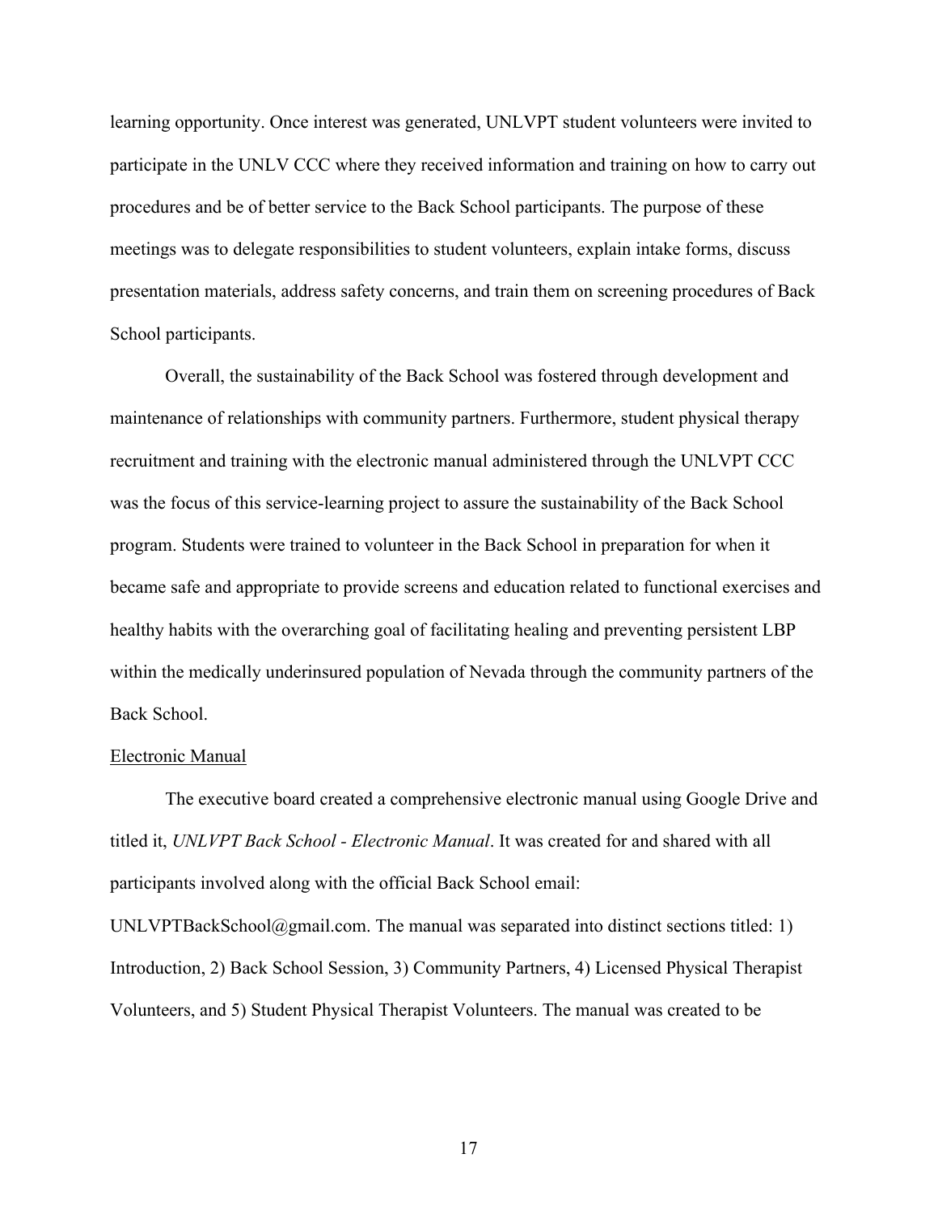learning opportunity. Once interest was generated, UNLVPT student volunteers were invited to participate in the UNLV CCC where they received information and training on how to carry out procedures and be of better service to the Back School participants. The purpose of these meetings was to delegate responsibilities to student volunteers, explain intake forms, discuss presentation materials, address safety concerns, and train them on screening procedures of Back School participants.

Overall, the sustainability of the Back School was fostered through development and maintenance of relationships with community partners. Furthermore, student physical therapy recruitment and training with the electronic manual administered through the UNLVPT CCC was the focus of this service-learning project to assure the sustainability of the Back School program. Students were trained to volunteer in the Back School in preparation for when it became safe and appropriate to provide screens and education related to functional exercises and healthy habits with the overarching goal of facilitating healing and preventing persistent LBP within the medically underinsured population of Nevada through the community partners of the Back School.

<u>Electronic Manual</u>

The executive board created a comprehensive electronic manual using Google Drive and titled it, *UNLVPT Back School - Electronic Manual*. It was created for and shared with all participants involved along with the official Back School email: UNLVPTBackSchool@gmail.com. The manual was separated into distinct sections titled: 1) Introduction, 2) Back School Session, 3) Community Partners, 4) Licensed Physical Therapist Volunteers, and 5) Student Physical Therapist Volunteers. The manual was created to be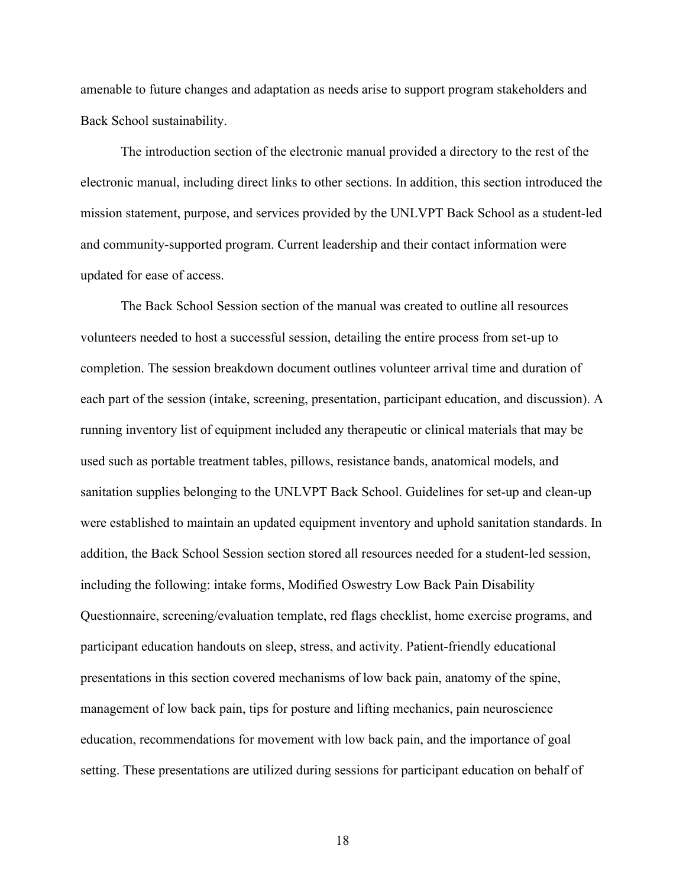amenable to future changes and adaptation as needs arise to support program stakeholders and Back School sustainability.

The introduction section of the electronic manual provided a directory to the rest of the electronic manual, including direct links to other sections. In addition, this section introduced the mission statement, purpose, and services provided by the UNLVPT Back School as a student-led and community-supported program. Current leadership and their contact information were updated for ease of access.

The Back School Session section of the manual was created to outline all resources volunteers needed to host a successful session, detailing the entire process from set-up to completion. The session breakdown document outlines volunteer arrival time and duration of each part of the session (intake, screening, presentation, participant education, and discussion). A running inventory list of equipment included any therapeutic or clinical materials that may be used such as portable treatment tables, pillows, resistance bands, anatomical models, and sanitation supplies belonging to the UNLVPT Back School. Guidelines for set-up and clean-up were established to maintain an updated equipment inventory and uphold sanitation standards. In addition, the Back School Session section stored all resources needed for a student-led session, including the following: intake forms, Modified Oswestry Low Back Pain Disability Questionnaire, screening/evaluation template, red flags checklist, home exercise programs, and participant education handouts on sleep, stress, and activity. Patient-friendly educational presentations in this section covered mechanisms of low back pain, anatomy of the spine, management of low back pain, tips for posture and lifting mechanics, pain neuroscience education, recommendations for movement with low back pain, and the importance of goal setting. These presentations are utilized during sessions for participant education on behalf of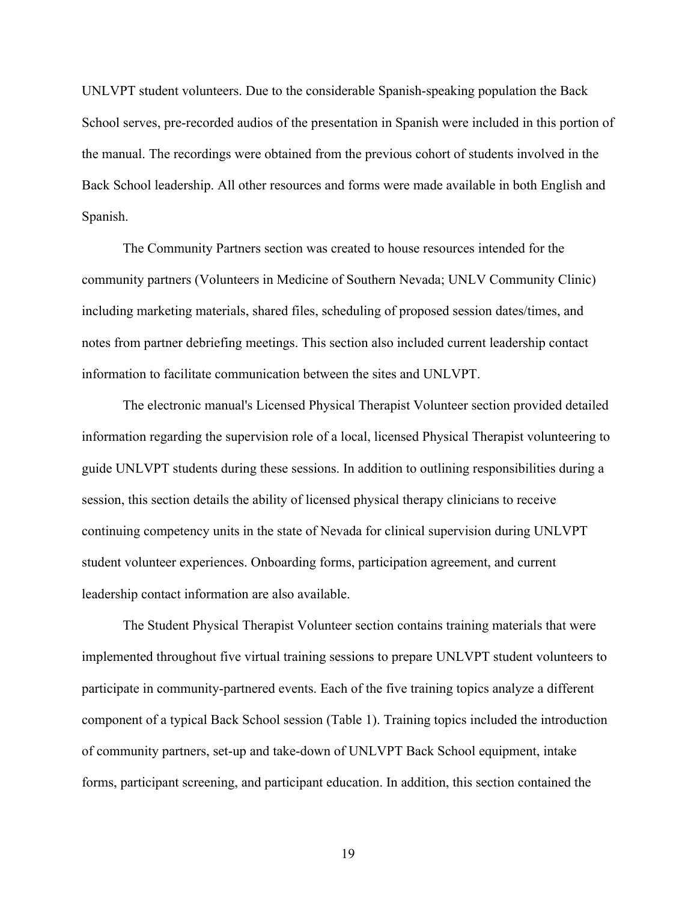UNLVPT student volunteers. Due to the considerable Spanish-speaking population the Back School serves, pre-recorded audios of the presentation in Spanish were included in this portion of the manual. The recordings were obtained from the previous cohort of students involved in the Back School leadership. All other resources and forms were made available in both English and Spanish.

The Community Partners section was created to house resources intended for the community partners (Volunteers in Medicine of Southern Nevada; UNLV Community Clinic) including marketing materials, shared files, scheduling of proposed session dates/times, and notes from partner debriefing meetings. This section also included current leadership contact information to facilitate communication between the sites and UNLVPT.

The electronic manual's Licensed Physical Therapist Volunteer section provided detailed information regarding the supervision role of a local, licensed Physical Therapist volunteering to guide UNLVPT students during these sessions. In addition to outlining responsibilities during a session, this section details the ability of licensed physical therapy clinicians to receive continuing competency units in the state of Nevada for clinical supervision during UNLVPT student volunteer experiences. Onboarding forms, participation agreement, and current leadership contact information are also available.

The Student Physical Therapist Volunteer section contains training materials that were implemented throughout five virtual training sessions to prepare UNLVPT student volunteers to participate in community-partnered events. Each of the five training topics analyze a different component of a typical Back School session (Table 1). Training topics included the introduction of community partners, set-up and take-down of UNLVPT Back School equipment, intake forms, participant screening, and participant education. In addition, this section contained the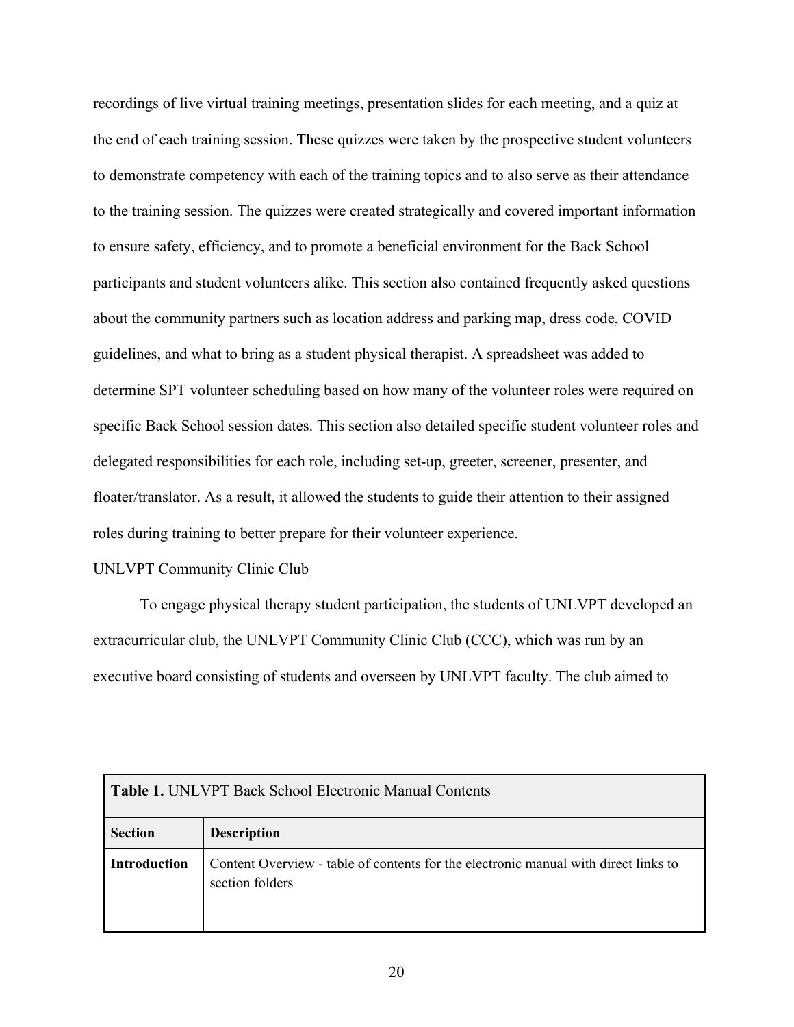recordings of live virtual training meetings, presentation slides for each meeting, and a quiz at the end of each training session. These quizzes were taken by the prospective student volunteers to demonstrate competency with each of the training topics and to also serve as their attendance to the training session. The quizzes were created strategically and covered important information to ensure safety, efficiency, and to promote a beneficial environment for the Back School participants and student volunteers alike. This section also contained frequently asked questions about the community partners such as location address and parking map, dress code, COVID guidelines, and what to bring as a student physical therapist. A spreadsheet was added to determine SPT volunteer scheduling based on how many of the volunteer roles were required on specific Back School session dates. This section also detailed specific student volunteer roles and delegated responsibilities for each role, including set-up, greeter, screener, presenter, and floater/translator. As a result, it allowed the students to guide their attention to their assigned roles during training to better prepare for their volunteer experience.

<u>UNLVPT Community Clinic Club</u>

To engage physical therapy student participation, the students of UNLVPT developed an extracurricular club, the UNLVPT Community Clinic Club (CCC), which was run by an executive board consisting of students and overseen by UNLVPT faculty. The club aimed to

**Table 1.** UNLVPT Back School Electronic Manual Contents

| Section | Description |
|---|---|
| **Introduction** | Content Overview - table of contents for the electronic manual with direct links to section folders |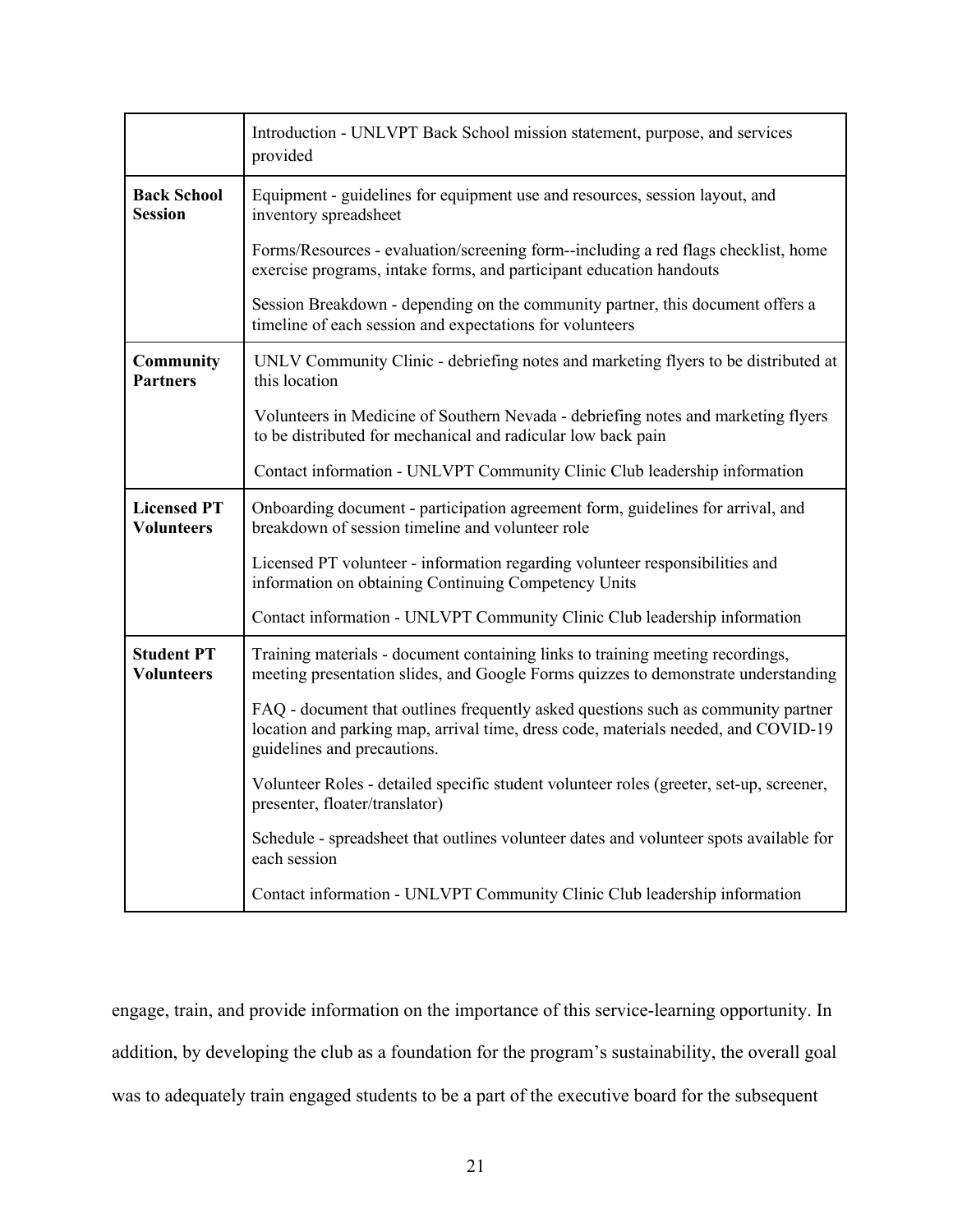| | |
|---|---|
| | Introduction - UNLVPT Back School mission statement, purpose, and services provided |
| **Back School Session** | Equipment - guidelines for equipment use and resources, session layout, and inventory spreadsheet |
| | Forms/Resources - evaluation/screening form--including a red flags checklist, home exercise programs, intake forms, and participant education handouts |
| | Session Breakdown - depending on the community partner, this document offers a timeline of each session and expectations for volunteers |
| **Community Partners** | UNLV Community Clinic - debriefing notes and marketing flyers to be distributed at this location |
| | Volunteers in Medicine of Southern Nevada - debriefing notes and marketing flyers to be distributed for mechanical and radicular low back pain |
| | Contact information - UNLVPT Community Clinic Club leadership information |
| **Licensed PT Volunteers** | Onboarding document - participation agreement form, guidelines for arrival, and breakdown of session timeline and volunteer role |
| | Licensed PT volunteer - information regarding volunteer responsibilities and information on obtaining Continuing Competency Units |
| | Contact information - UNLVPT Community Clinic Club leadership information |
| **Student PT Volunteers** | Training materials - document containing links to training meeting recordings, meeting presentation slides, and Google Forms quizzes to demonstrate understanding |
| | FAQ - document that outlines frequently asked questions such as community partner location and parking map, arrival time, dress code, materials needed, and COVID-19 guidelines and precautions. |
| | Volunteer Roles - detailed specific student volunteer roles (greeter, set-up, screener, presenter, floater/translator) |
| | Schedule - spreadsheet that outlines volunteer dates and volunteer spots available for each session |
| | Contact information - UNLVPT Community Clinic Club leadership information |

engage, train, and provide information on the importance of this service-learning opportunity. In addition, by developing the club as a foundation for the program's sustainability, the overall goal was to adequately train engaged students to be a part of the executive board for the subsequent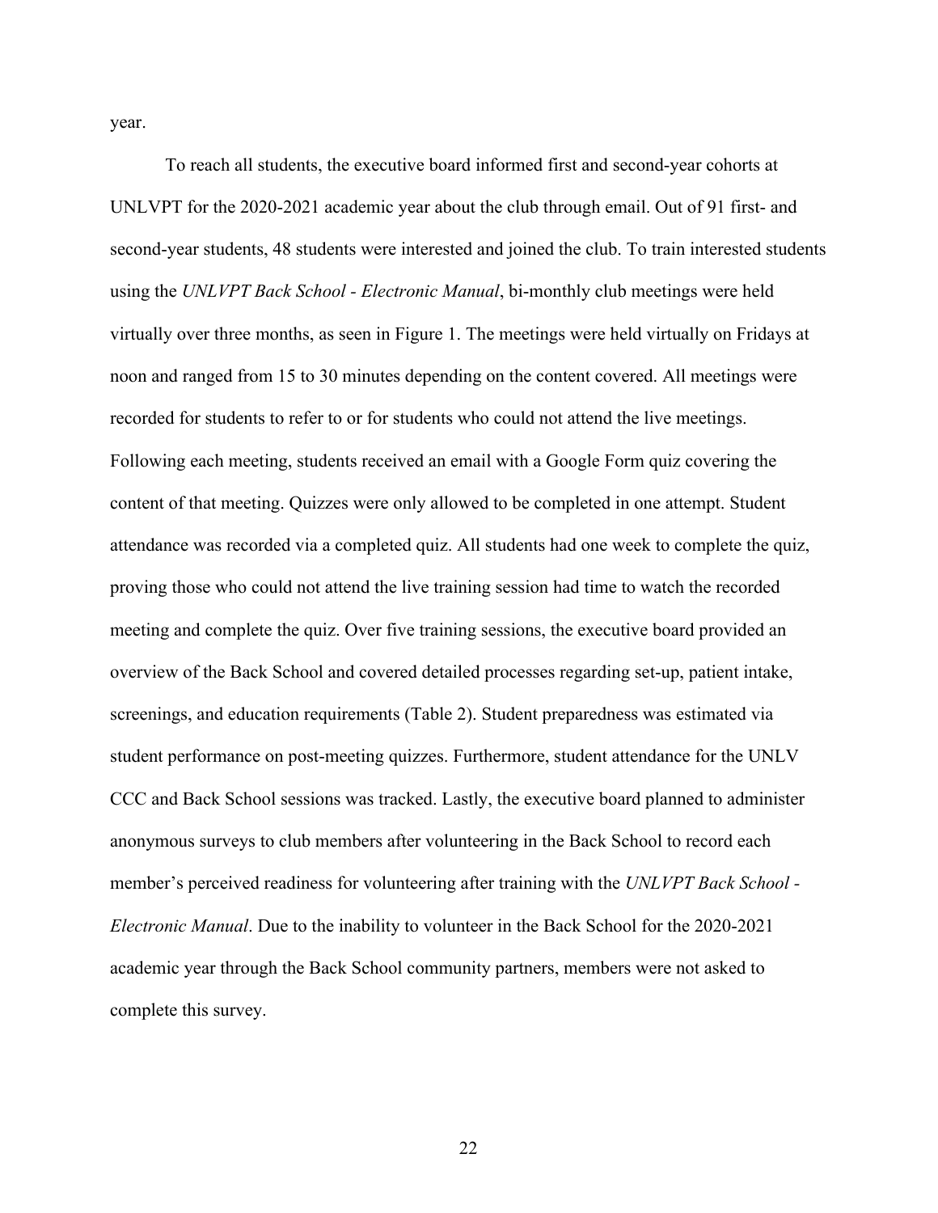year.

To reach all students, the executive board informed first and second-year cohorts at UNLVPT for the 2020-2021 academic year about the club through email. Out of 91 first- and second-year students, 48 students were interested and joined the club. To train interested students using the *UNLVPT Back School - Electronic Manual*, bi-monthly club meetings were held virtually over three months, as seen in Figure 1. The meetings were held virtually on Fridays at noon and ranged from 15 to 30 minutes depending on the content covered. All meetings were recorded for students to refer to or for students who could not attend the live meetings. Following each meeting, students received an email with a Google Form quiz covering the content of that meeting. Quizzes were only allowed to be completed in one attempt. Student attendance was recorded via a completed quiz. All students had one week to complete the quiz, proving those who could not attend the live training session had time to watch the recorded meeting and complete the quiz. Over five training sessions, the executive board provided an overview of the Back School and covered detailed processes regarding set-up, patient intake, screenings, and education requirements (Table 2). Student preparedness was estimated via student performance on post-meeting quizzes. Furthermore, student attendance for the UNLV CCC and Back School sessions was tracked. Lastly, the executive board planned to administer anonymous surveys to club members after volunteering in the Back School to record each member's perceived readiness for volunteering after training with the *UNLVPT Back School - Electronic Manual*. Due to the inability to volunteer in the Back School for the 2020-2021 academic year through the Back School community partners, members were not asked to complete this survey.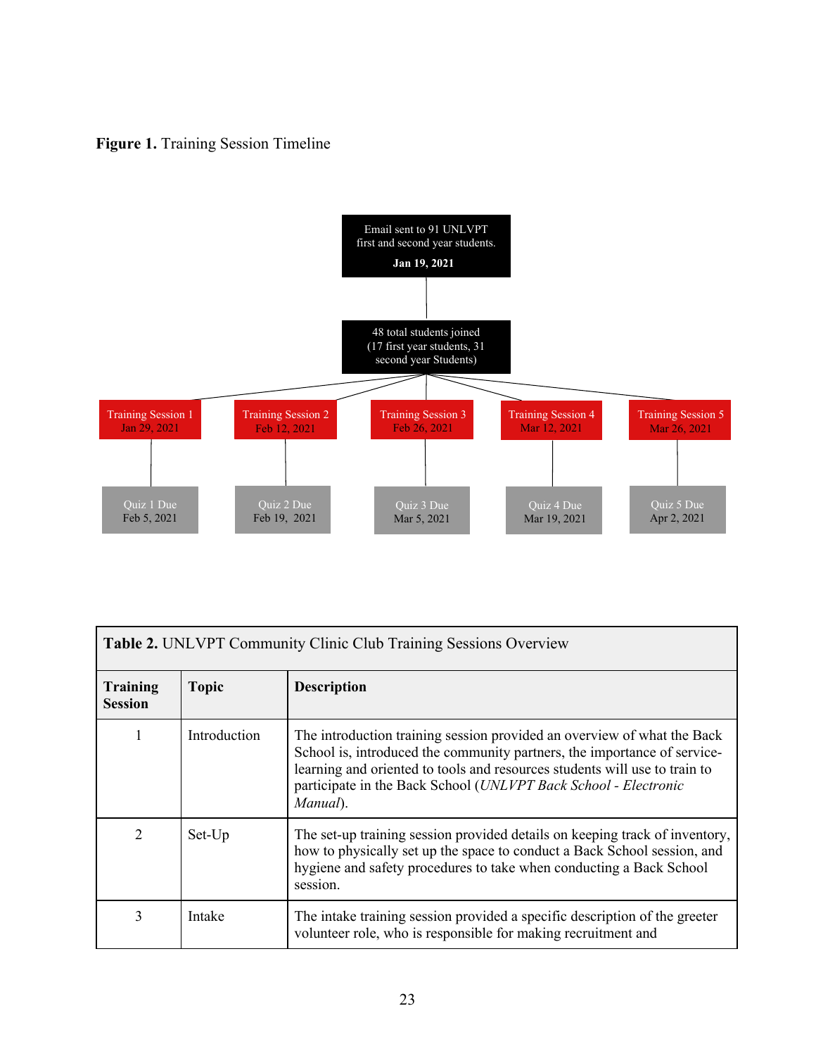**Figure 1.** Training Session Timeline

Email sent to 91 UNLVPT first and second year students.
**Jan 19, 2021**

48 total students joined (17 first year students, 31 second year Students)

Training Session 1
Jan 29, 2021

Training Session 2
Feb 12, 2021

Training Session 3
Feb 26, 2021

Training Session 4
Mar 12, 2021

Training Session 5
Mar 26, 2021

Quiz 1 Due
Feb 5, 2021

Quiz 2 Due
Feb 19, 2021

Quiz 3 Due
Mar 5, 2021

Quiz 4 Due
Mar 19, 2021

Quiz 5 Due
Apr 2, 2021

**Table 2.** UNLVPT Community Clinic Club Training Sessions Overview

| **Training Session** | **Topic** | **Description** |
|---|---|---|
| 1 | Introduction | The introduction training session provided an overview of what the Back School is, introduced the community partners, the importance of service-learning and oriented to tools and resources students will use to train to participate in the Back School (*UNLVPT Back School - Electronic Manual*). |
| 2 | Set-Up | The set-up training session provided details on keeping track of inventory, how to physically set up the space to conduct a Back School session, and hygiene and safety procedures to take when conducting a Back School session. |
| 3 | Intake | The intake training session provided a specific description of the greeter volunteer role, who is responsible for making recruitment and |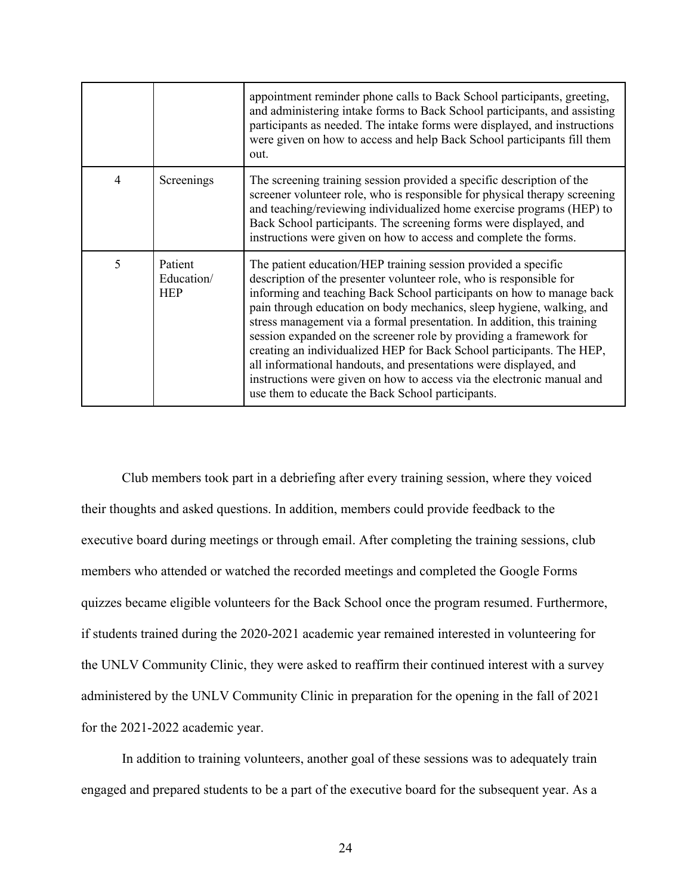| | | |
|---|---|---|
| | | appointment reminder phone calls to Back School participants, greeting, and administering intake forms to Back School participants, and assisting participants as needed. The intake forms were displayed, and instructions were given on how to access and help Back School participants fill them out. |
| 4 | Screenings | The screening training session provided a specific description of the screener volunteer role, who is responsible for physical therapy screening and teaching/reviewing individualized home exercise programs (HEP) to Back School participants. The screening forms were displayed, and instructions were given on how to access and complete the forms. |
| 5 | Patient Education/ HEP | The patient education/HEP training session provided a specific description of the presenter volunteer role, who is responsible for informing and teaching Back School participants on how to manage back pain through education on body mechanics, sleep hygiene, walking, and stress management via a formal presentation. In addition, this training session expanded on the screener role by providing a framework for creating an individualized HEP for Back School participants. The HEP, all informational handouts, and presentations were displayed, and instructions were given on how to access via the electronic manual and use them to educate the Back School participants. |

Club members took part in a debriefing after every training session, where they voiced their thoughts and asked questions. In addition, members could provide feedback to the executive board during meetings or through email. After completing the training sessions, club members who attended or watched the recorded meetings and completed the Google Forms quizzes became eligible volunteers for the Back School once the program resumed. Furthermore, if students trained during the 2020-2021 academic year remained interested in volunteering for the UNLV Community Clinic, they were asked to reaffirm their continued interest with a survey administered by the UNLV Community Clinic in preparation for the opening in the fall of 2021 for the 2021-2022 academic year.

In addition to training volunteers, another goal of these sessions was to adequately train engaged and prepared students to be a part of the executive board for the subsequent year. As a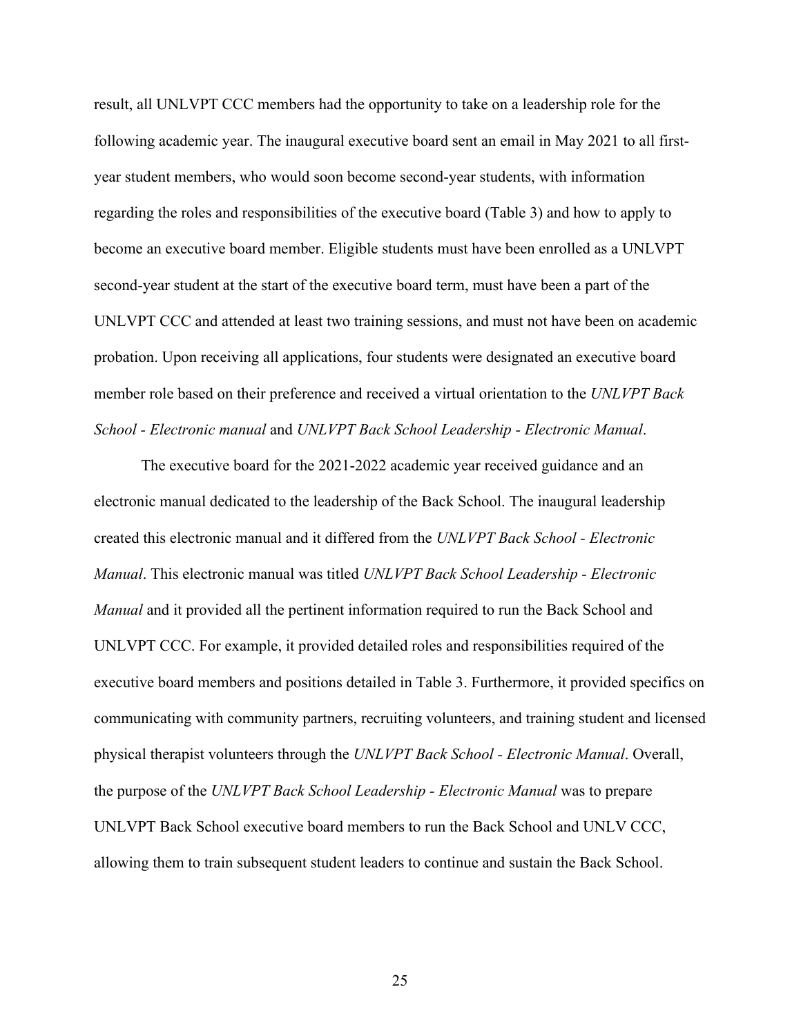result, all UNLVPT CCC members had the opportunity to take on a leadership role for the following academic year. The inaugural executive board sent an email in May 2021 to all first-year student members, who would soon become second-year students, with information regarding the roles and responsibilities of the executive board (Table 3) and how to apply to become an executive board member. Eligible students must have been enrolled as a UNLVPT second-year student at the start of the executive board term, must have been a part of the UNLVPT CCC and attended at least two training sessions, and must not have been on academic probation. Upon receiving all applications, four students were designated an executive board member role based on their preference and received a virtual orientation to the *UNLVPT Back School - Electronic manual* and *UNLVPT Back School Leadership - Electronic Manual*.

The executive board for the 2021-2022 academic year received guidance and an electronic manual dedicated to the leadership of the Back School. The inaugural leadership created this electronic manual and it differed from the *UNLVPT Back School - Electronic Manual*. This electronic manual was titled *UNLVPT Back School Leadership - Electronic Manual* and it provided all the pertinent information required to run the Back School and UNLVPT CCC. For example, it provided detailed roles and responsibilities required of the executive board members and positions detailed in Table 3. Furthermore, it provided specifics on communicating with community partners, recruiting volunteers, and training student and licensed physical therapist volunteers through the *UNLVPT Back School - Electronic Manual*. Overall, the purpose of the *UNLVPT Back School Leadership - Electronic Manual* was to prepare UNLVPT Back School executive board members to run the Back School and UNLV CCC, allowing them to train subsequent student leaders to continue and sustain the Back School.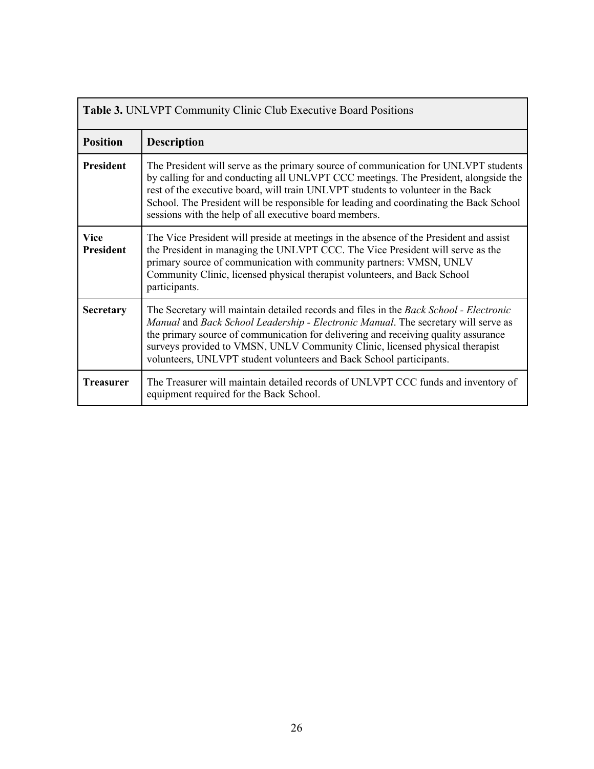**Table 3.** UNLVPT Community Clinic Club Executive Board Positions

| Position | Description |
|---|---|
| **President** | The President will serve as the primary source of communication for UNLVPT students by calling for and conducting all UNLVPT CCC meetings. The President, alongside the rest of the executive board, will train UNLVPT students to volunteer in the Back School. The President will be responsible for leading and coordinating the Back School sessions with the help of all executive board members. |
| **Vice President** | The Vice President will preside at meetings in the absence of the President and assist the President in managing the UNLVPT CCC. The Vice President will serve as the primary source of communication with community partners: VMSN, UNLV Community Clinic, licensed physical therapist volunteers, and Back School participants. |
| **Secretary** | The Secretary will maintain detailed records and files in the *Back School - Electronic Manual* and *Back School Leadership - Electronic Manual*. The secretary will serve as the primary source of communication for delivering and receiving quality assurance surveys provided to VMSN, UNLV Community Clinic, licensed physical therapist volunteers, UNLVPT student volunteers and Back School participants. |
| **Treasurer** | The Treasurer will maintain detailed records of UNLVPT CCC funds and inventory of equipment required for the Back School. |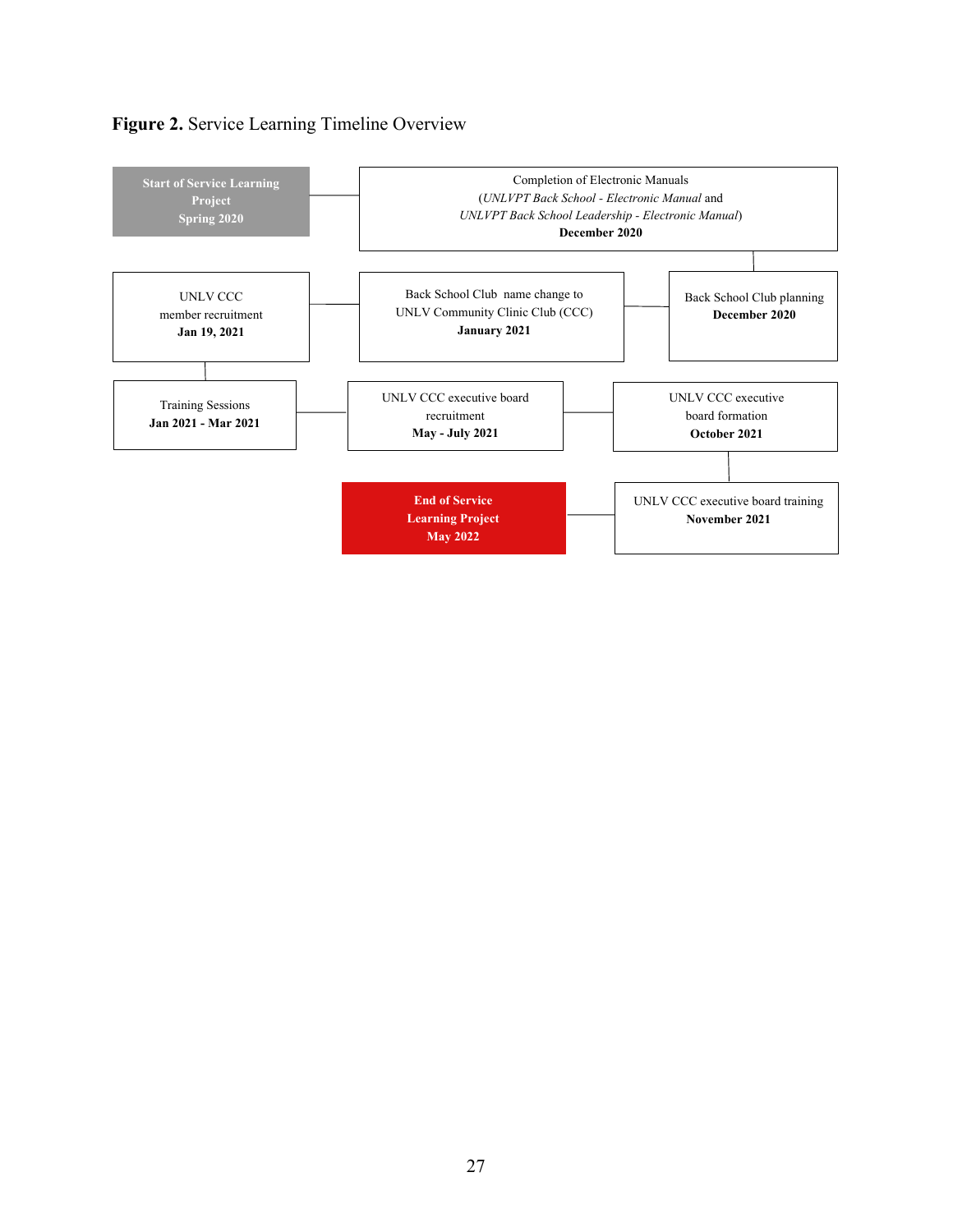**Figure 2.** Service Learning Timeline Overview

**Start of Service Learning Project**
**Spring 2020**

Completion of Electronic Manuals
(*UNLVPT Back School - Electronic Manual* and *UNLVPT Back School Leadership - Electronic Manual*)
**December 2020**

Back School Club planning
**December 2020**

Back School Club name change to UNLV Community Clinic Club (CCC)
**January 2021**

UNLV CCC member recruitment
**Jan 19, 2021**

Training Sessions
**Jan 2021 - Mar 2021**

UNLV CCC executive board recruitment
**May - July 2021**

UNLV CCC executive board formation
**October 2021**

UNLV CCC executive board training
**November 2021**

**End of Service Learning Project**
**May 2022**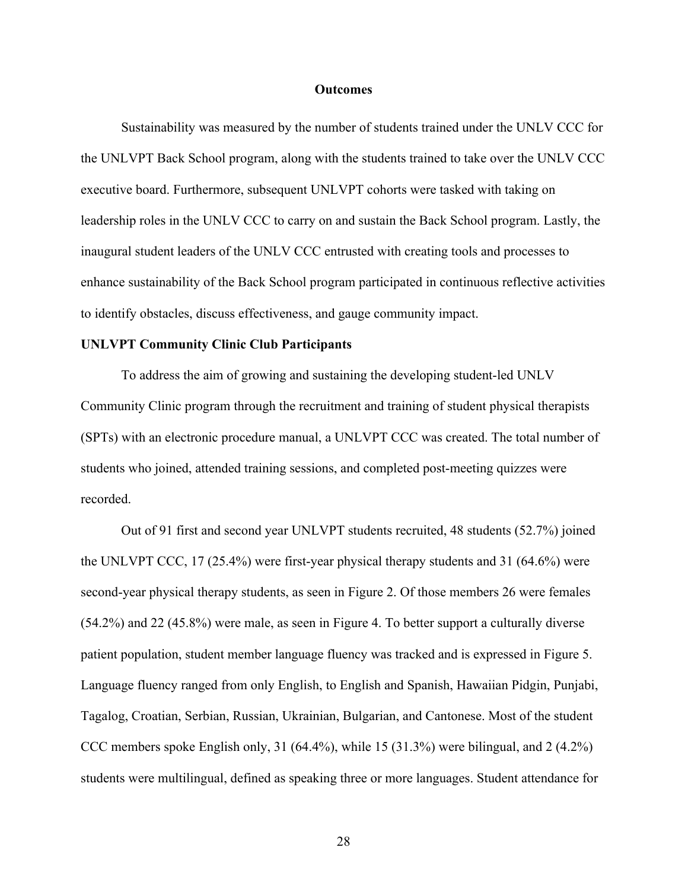**Outcomes**

Sustainability was measured by the number of students trained under the UNLV CCC for the UNLVPT Back School program, along with the students trained to take over the UNLV CCC executive board. Furthermore, subsequent UNLVPT cohorts were tasked with taking on leadership roles in the UNLV CCC to carry on and sustain the Back School program. Lastly, the inaugural student leaders of the UNLV CCC entrusted with creating tools and processes to enhance sustainability of the Back School program participated in continuous reflective activities to identify obstacles, discuss effectiveness, and gauge community impact.

**UNLVPT Community Clinic Club Participants**

To address the aim of growing and sustaining the developing student-led UNLV Community Clinic program through the recruitment and training of student physical therapists (SPTs) with an electronic procedure manual, a UNLVPT CCC was created. The total number of students who joined, attended training sessions, and completed post-meeting quizzes were recorded.

Out of 91 first and second year UNLVPT students recruited, 48 students (52.7%) joined the UNLVPT CCC, 17 (25.4%) were first-year physical therapy students and 31 (64.6%) were second-year physical therapy students, as seen in Figure 2. Of those members 26 were females (54.2%) and 22 (45.8%) were male, as seen in Figure 4. To better support a culturally diverse patient population, student member language fluency was tracked and is expressed in Figure 5. Language fluency ranged from only English, to English and Spanish, Hawaiian Pidgin, Punjabi, Tagalog, Croatian, Serbian, Russian, Ukrainian, Bulgarian, and Cantonese. Most of the student CCC members spoke English only, 31 (64.4%), while 15 (31.3%) were bilingual, and 2 (4.2%) students were multilingual, defined as speaking three or more languages. Student attendance for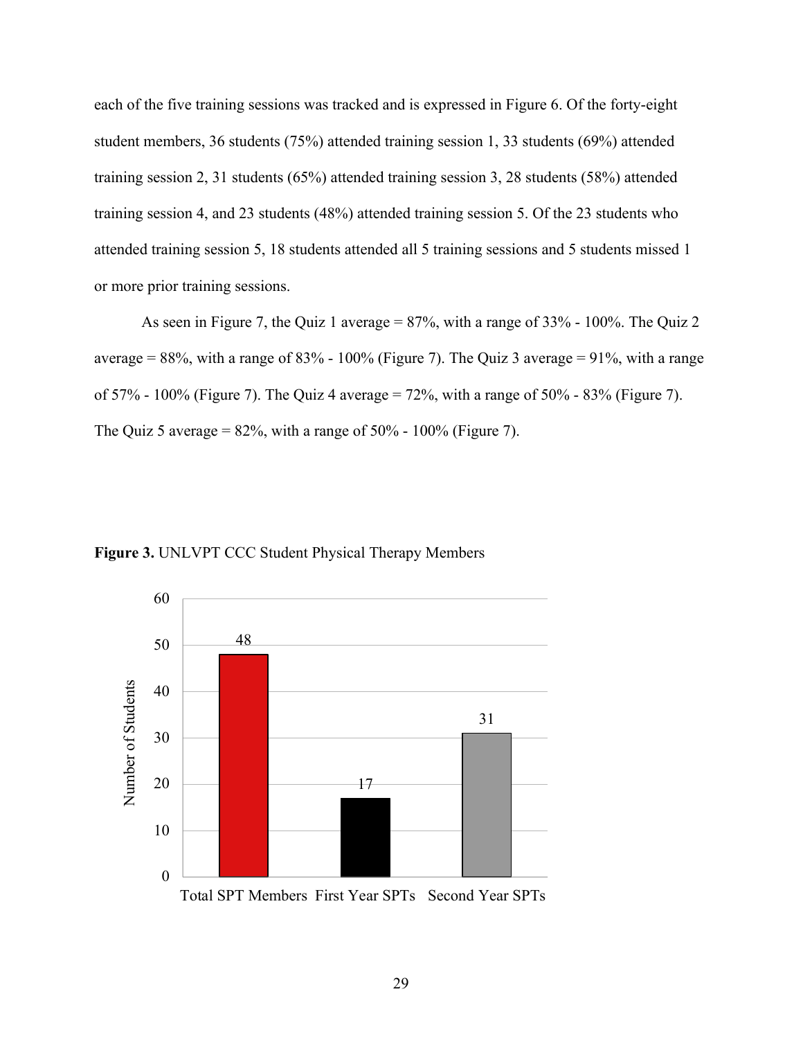each of the five training sessions was tracked and is expressed in Figure 6. Of the forty-eight student members, 36 students (75%) attended training session 1, 33 students (69%) attended training session 2, 31 students (65%) attended training session 3, 28 students (58%) attended training session 4, and 23 students (48%) attended training session 5. Of the 23 students who attended training session 5, 18 students attended all 5 training sessions and 5 students missed 1 or more prior training sessions.

As seen in Figure 7, the Quiz 1 average = 87%, with a range of 33% - 100%. The Quiz 2 average = 88%, with a range of 83% - 100% (Figure 7). The Quiz 3 average = 91%, with a range of 57% - 100% (Figure 7). The Quiz 4 average = 72%, with a range of 50% - 83% (Figure 7). The Quiz 5 average = 82%, with a range of 50% - 100% (Figure 7).

**Figure 3.** UNLVPT CCC Student Physical Therapy Members

| Category | Number of Students |
|---|---|
| Total SPT Members | 48 |
| First Year SPTs | 17 |
| Second Year SPTs | 31 |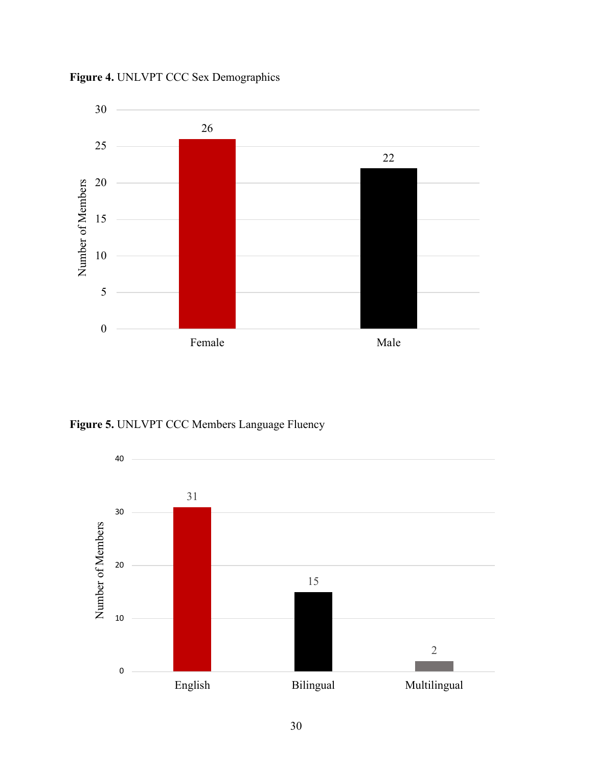**Figure 4.** UNLVPT CCC Sex Demographics

| Sex | Number of Members |
| --- | --- |
| Female | 26 |
| Male | 22 |

**Figure 5.** UNLVPT CCC Members Language Fluency

| Language Fluency | Number of Members |
| --- | --- |
| English | 31 |
| Bilingual | 15 |
| Multilingual | 2 |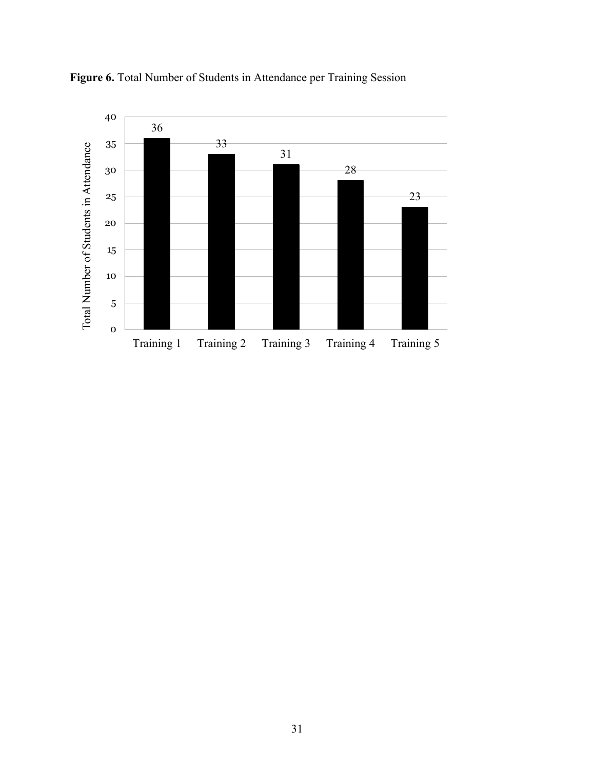**Figure 6.** Total Number of Students in Attendance per Training Session

| | Total Number of Students in Attendance |
|---|---|
| Training 1 | 36 |
| Training 2 | 33 |
| Training 3 | 31 |
| Training 4 | 28 |
| Training 5 | 23 |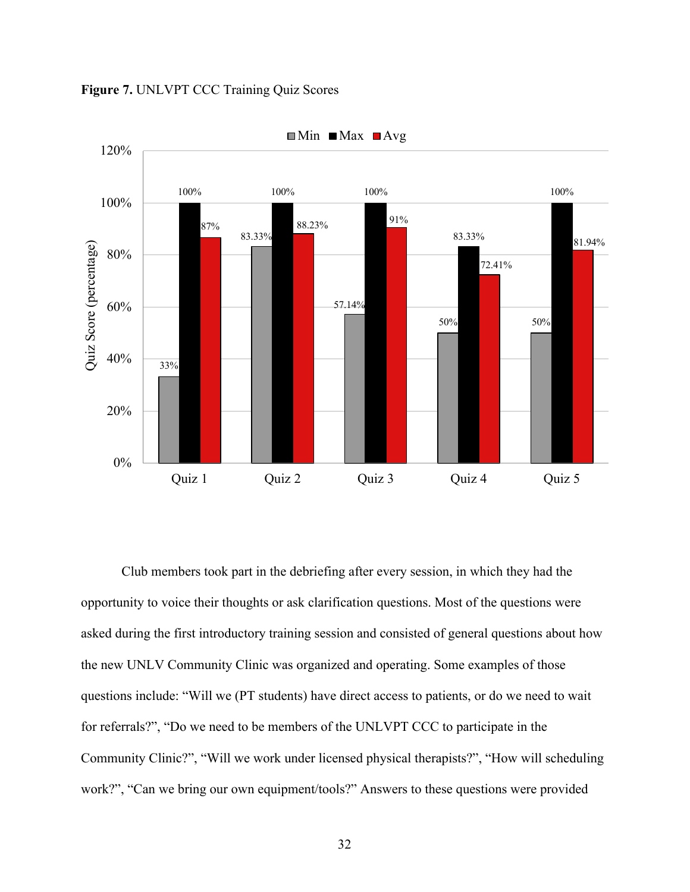**Figure 7.** UNLVPT CCC Training Quiz Scores

| | Min | Max | Avg |
|---|---|---|---|
| Quiz 1 | 33% | 100% | 87% |
| Quiz 2 | 83.33% | 100% | 88.23% |
| Quiz 3 | 57.14% | 100% | 91% |
| Quiz 4 | 50% | 83.33% | 72.41% |
| Quiz 5 | 50% | 100% | 81.94% |

Club members took part in the debriefing after every session, in which they had the opportunity to voice their thoughts or ask clarification questions. Most of the questions were asked during the first introductory training session and consisted of general questions about how the new UNLV Community Clinic was organized and operating. Some examples of those questions include: "Will we (PT students) have direct access to patients, or do we need to wait for referrals?", "Do we need to be members of the UNLVPT CCC to participate in the Community Clinic?", "Will we work under licensed physical therapists?", "How will scheduling work?", "Can we bring our own equipment/tools?" Answers to these questions were provided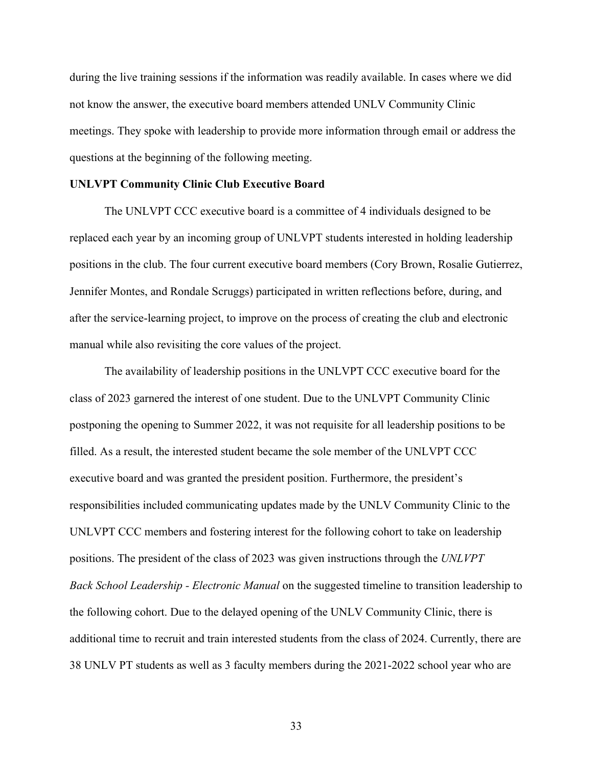during the live training sessions if the information was readily available. In cases where we did not know the answer, the executive board members attended UNLV Community Clinic meetings. They spoke with leadership to provide more information through email or address the questions at the beginning of the following meeting.

**UNLVPT Community Clinic Club Executive Board**

The UNLVPT CCC executive board is a committee of 4 individuals designed to be replaced each year by an incoming group of UNLVPT students interested in holding leadership positions in the club. The four current executive board members (Cory Brown, Rosalie Gutierrez, Jennifer Montes, and Rondale Scruggs) participated in written reflections before, during, and after the service-learning project, to improve on the process of creating the club and electronic manual while also revisiting the core values of the project.

The availability of leadership positions in the UNLVPT CCC executive board for the class of 2023 garnered the interest of one student. Due to the UNLVPT Community Clinic postponing the opening to Summer 2022, it was not requisite for all leadership positions to be filled. As a result, the interested student became the sole member of the UNLVPT CCC executive board and was granted the president position. Furthermore, the president's responsibilities included communicating updates made by the UNLV Community Clinic to the UNLVPT CCC members and fostering interest for the following cohort to take on leadership positions. The president of the class of 2023 was given instructions through the *UNLVPT Back School Leadership - Electronic Manual* on the suggested timeline to transition leadership to the following cohort. Due to the delayed opening of the UNLV Community Clinic, there is additional time to recruit and train interested students from the class of 2024. Currently, there are 38 UNLV PT students as well as 3 faculty members during the 2021-2022 school year who are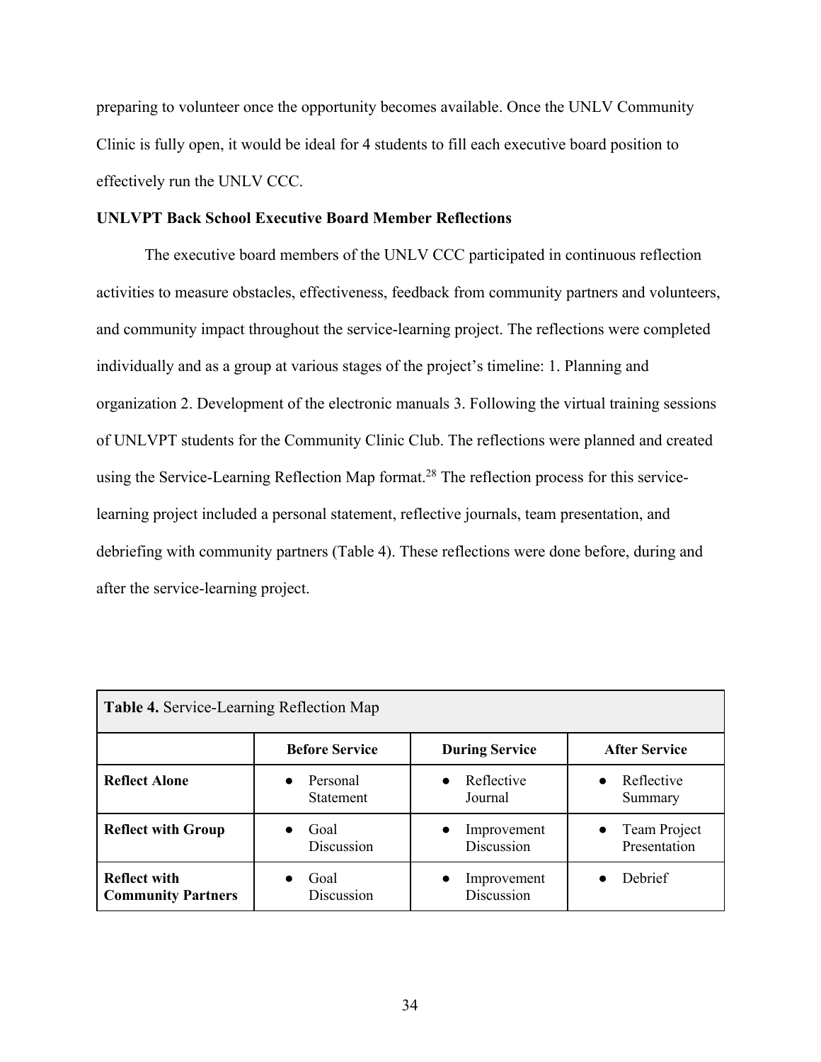preparing to volunteer once the opportunity becomes available. Once the UNLV Community Clinic is fully open, it would be ideal for 4 students to fill each executive board position to effectively run the UNLV CCC.

**UNLVPT Back School Executive Board Member Reflections**

The executive board members of the UNLV CCC participated in continuous reflection activities to measure obstacles, effectiveness, feedback from community partners and volunteers, and community impact throughout the service-learning project. The reflections were completed individually and as a group at various stages of the project's timeline: 1. Planning and organization 2. Development of the electronic manuals 3. Following the virtual training sessions of UNLVPT students for the Community Clinic Club. The reflections were planned and created using the Service-Learning Reflection Map format.[28] The reflection process for this service-learning project included a personal statement, reflective journals, team presentation, and debriefing with community partners (Table 4). These reflections were done before, during and after the service-learning project.

**Table 4.** Service-Learning Reflection Map

| | **Before Service** | **During Service** | **After Service** |
|---|---|---|---|
| **Reflect Alone** | • Personal Statement | • Reflective Journal | • Reflective Summary |
| **Reflect with Group** | • Goal Discussion | • Improvement Discussion | • Team Project Presentation |
| **Reflect with Community Partners** | • Goal Discussion | • Improvement Discussion | • Debrief |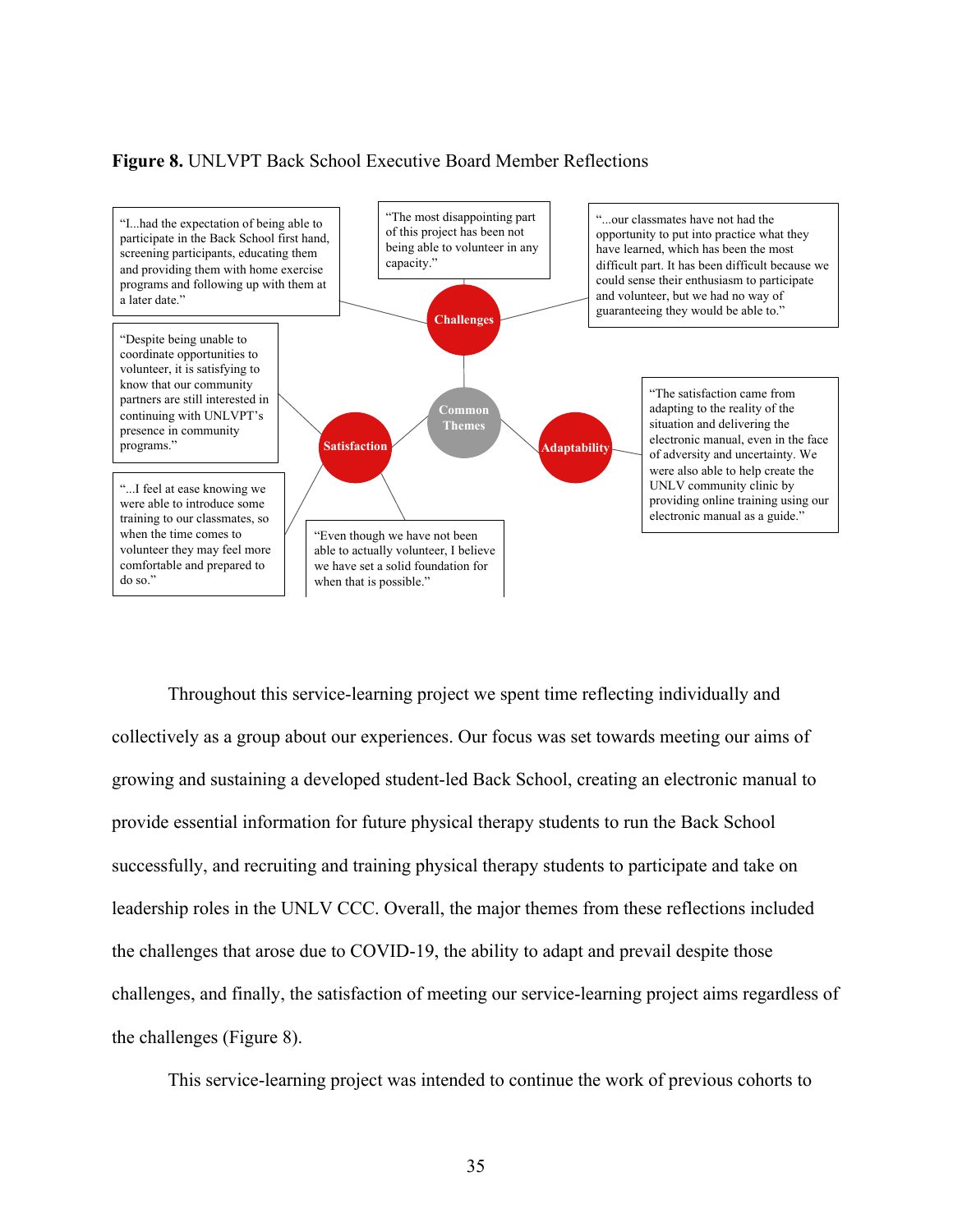**Figure 8.** UNLVPT Back School Executive Board Member Reflections

**Common Themes**

**Challenges**

- "I...had the expectation of being able to participate in the Back School first hand, screening participants, educating them and providing them with home exercise programs and following up with them at a later date."
- "The most disappointing part of this project has been not being able to volunteer in any capacity."
- "...our classmates have not had the opportunity to put into practice what they have learned, which has been the most difficult part. It has been difficult because we could sense their enthusiasm to participate and volunteer, but we had no way of guaranteeing they would be able to."

**Satisfaction**

- "Despite being unable to coordinate opportunities to volunteer, it is satisfying to know that our community partners are still interested in continuing with UNLVPT's presence in community programs."
- "...I feel at ease knowing we were able to introduce some training to our classmates, so when the time comes to volunteer they may feel more comfortable and prepared to do so."
- "Even though we have not been able to actually volunteer, I believe we have set a solid foundation for when that is possible."

**Adaptability**

- "The satisfaction came from adapting to the reality of the situation and delivering the electronic manual, even in the face of adversity and uncertainty. We were also able to help create the UNLV community clinic by providing online training using our electronic manual as a guide."

Throughout this service-learning project we spent time reflecting individually and collectively as a group about our experiences. Our focus was set towards meeting our aims of growing and sustaining a developed student-led Back School, creating an electronic manual to provide essential information for future physical therapy students to run the Back School successfully, and recruiting and training physical therapy students to participate and take on leadership roles in the UNLV CCC. Overall, the major themes from these reflections included the challenges that arose due to COVID-19, the ability to adapt and prevail despite those challenges, and finally, the satisfaction of meeting our service-learning project aims regardless of the challenges (Figure 8).

This service-learning project was intended to continue the work of previous cohorts to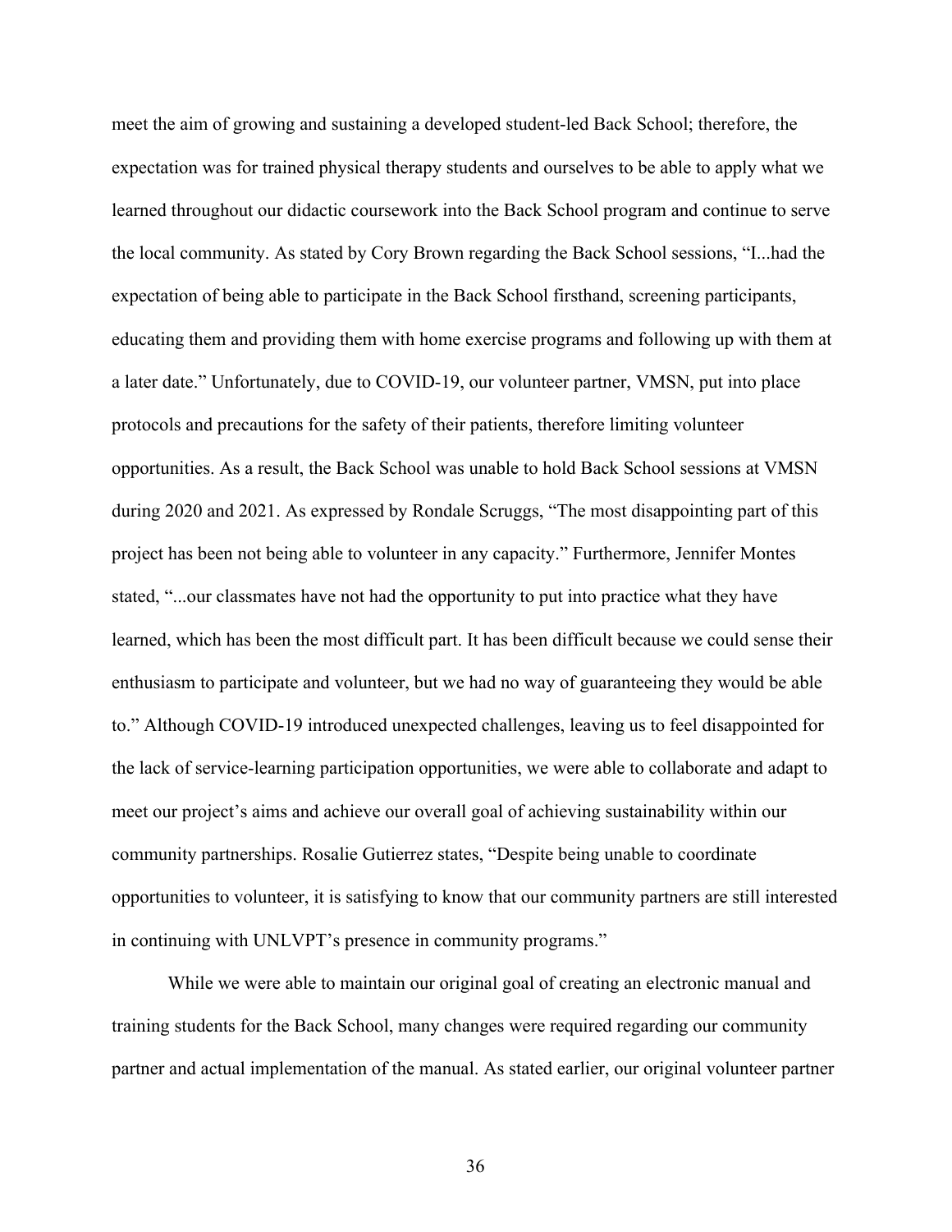meet the aim of growing and sustaining a developed student-led Back School; therefore, the expectation was for trained physical therapy students and ourselves to be able to apply what we learned throughout our didactic coursework into the Back School program and continue to serve the local community. As stated by Cory Brown regarding the Back School sessions, "I...had the expectation of being able to participate in the Back School firsthand, screening participants, educating them and providing them with home exercise programs and following up with them at a later date." Unfortunately, due to COVID-19, our volunteer partner, VMSN, put into place protocols and precautions for the safety of their patients, therefore limiting volunteer opportunities. As a result, the Back School was unable to hold Back School sessions at VMSN during 2020 and 2021. As expressed by Rondale Scruggs, "The most disappointing part of this project has been not being able to volunteer in any capacity." Furthermore, Jennifer Montes stated, "...our classmates have not had the opportunity to put into practice what they have learned, which has been the most difficult part. It has been difficult because we could sense their enthusiasm to participate and volunteer, but we had no way of guaranteeing they would be able to." Although COVID-19 introduced unexpected challenges, leaving us to feel disappointed for the lack of service-learning participation opportunities, we were able to collaborate and adapt to meet our project's aims and achieve our overall goal of achieving sustainability within our community partnerships. Rosalie Gutierrez states, "Despite being unable to coordinate opportunities to volunteer, it is satisfying to know that our community partners are still interested in continuing with UNLVPT's presence in community programs."

While we were able to maintain our original goal of creating an electronic manual and training students for the Back School, many changes were required regarding our community partner and actual implementation of the manual. As stated earlier, our original volunteer partner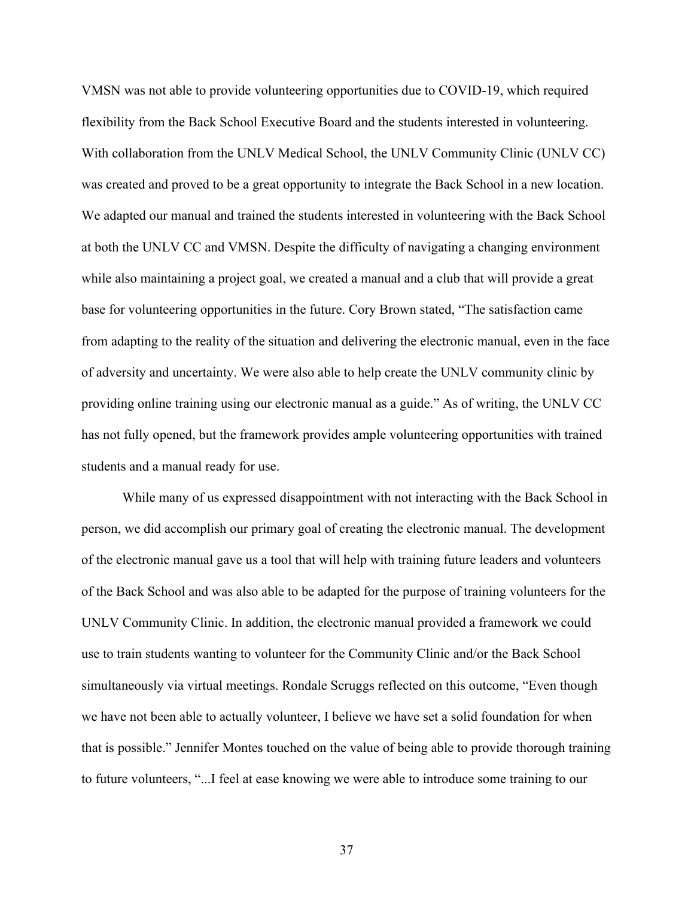VMSN was not able to provide volunteering opportunities due to COVID-19, which required flexibility from the Back School Executive Board and the students interested in volunteering. With collaboration from the UNLV Medical School, the UNLV Community Clinic (UNLV CC) was created and proved to be a great opportunity to integrate the Back School in a new location. We adapted our manual and trained the students interested in volunteering with the Back School at both the UNLV CC and VMSN. Despite the difficulty of navigating a changing environment while also maintaining a project goal, we created a manual and a club that will provide a great base for volunteering opportunities in the future. Cory Brown stated, "The satisfaction came from adapting to the reality of the situation and delivering the electronic manual, even in the face of adversity and uncertainty. We were also able to help create the UNLV community clinic by providing online training using our electronic manual as a guide." As of writing, the UNLV CC has not fully opened, but the framework provides ample volunteering opportunities with trained students and a manual ready for use.

While many of us expressed disappointment with not interacting with the Back School in person, we did accomplish our primary goal of creating the electronic manual. The development of the electronic manual gave us a tool that will help with training future leaders and volunteers of the Back School and was also able to be adapted for the purpose of training volunteers for the UNLV Community Clinic. In addition, the electronic manual provided a framework we could use to train students wanting to volunteer for the Community Clinic and/or the Back School simultaneously via virtual meetings. Rondale Scruggs reflected on this outcome, "Even though we have not been able to actually volunteer, I believe we have set a solid foundation for when that is possible." Jennifer Montes touched on the value of being able to provide thorough training to future volunteers, "...I feel at ease knowing we were able to introduce some training to our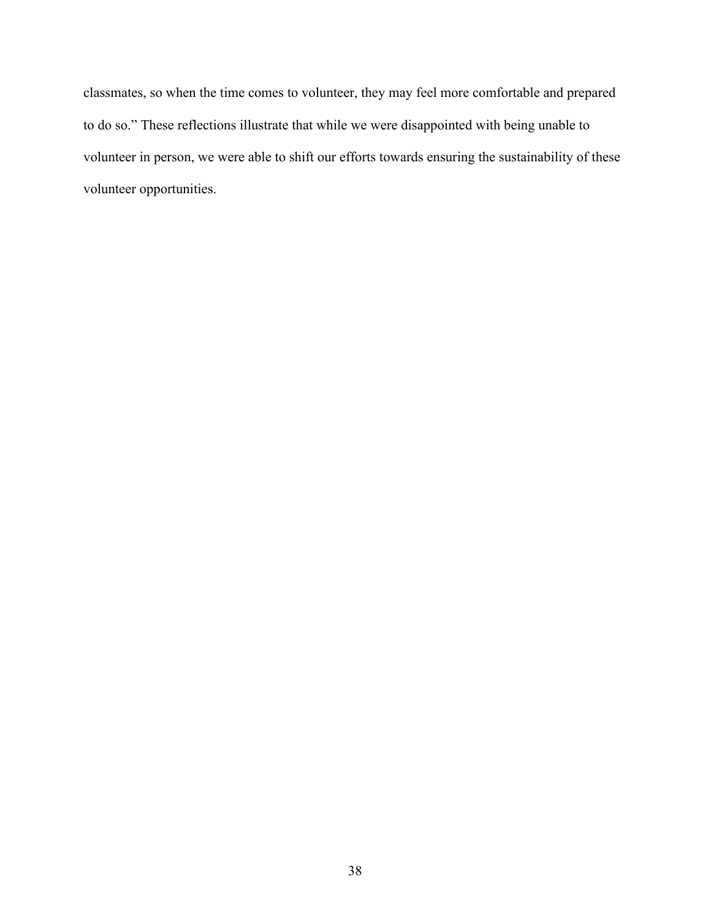classmates, so when the time comes to volunteer, they may feel more comfortable and prepared to do so." These reflections illustrate that while we were disappointed with being unable to volunteer in person, we were able to shift our efforts towards ensuring the sustainability of these volunteer opportunities.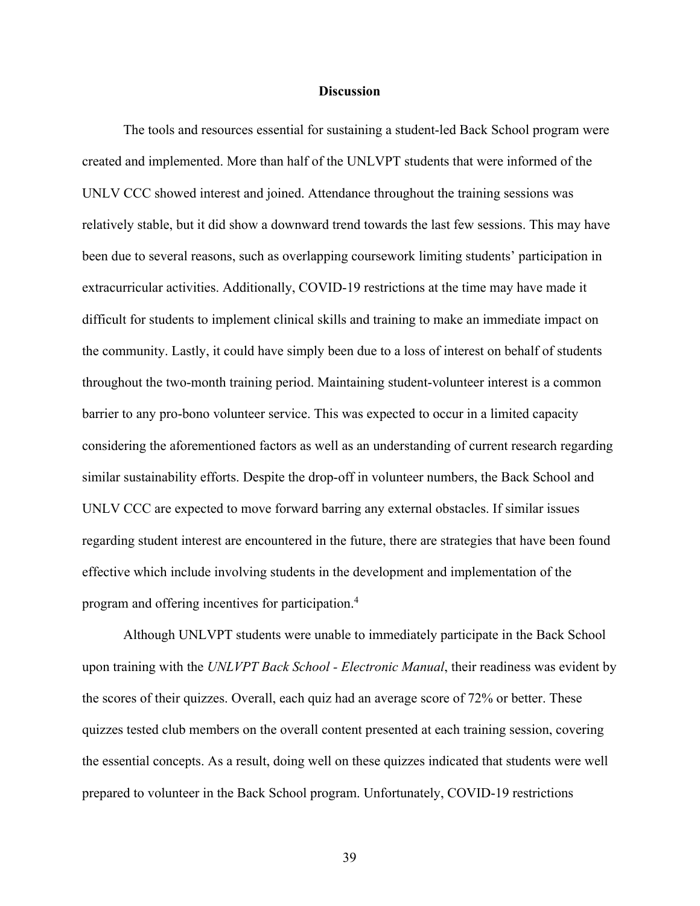## Discussion

The tools and resources essential for sustaining a student-led Back School program were created and implemented. More than half of the UNLVPT students that were informed of the UNLV CCC showed interest and joined. Attendance throughout the training sessions was relatively stable, but it did show a downward trend towards the last few sessions. This may have been due to several reasons, such as overlapping coursework limiting students' participation in extracurricular activities. Additionally, COVID-19 restrictions at the time may have made it difficult for students to implement clinical skills and training to make an immediate impact on the community. Lastly, it could have simply been due to a loss of interest on behalf of students throughout the two-month training period. Maintaining student-volunteer interest is a common barrier to any pro-bono volunteer service. This was expected to occur in a limited capacity considering the aforementioned factors as well as an understanding of current research regarding similar sustainability efforts. Despite the drop-off in volunteer numbers, the Back School and UNLV CCC are expected to move forward barring any external obstacles. If similar issues regarding student interest are encountered in the future, there are strategies that have been found effective which include involving students in the development and implementation of the program and offering incentives for participation.[4]

Although UNLVPT students were unable to immediately participate in the Back School upon training with the *UNLVPT Back School - Electronic Manual*, their readiness was evident by the scores of their quizzes. Overall, each quiz had an average score of 72% or better. These quizzes tested club members on the overall content presented at each training session, covering the essential concepts. As a result, doing well on these quizzes indicated that students were well prepared to volunteer in the Back School program. Unfortunately, COVID-19 restrictions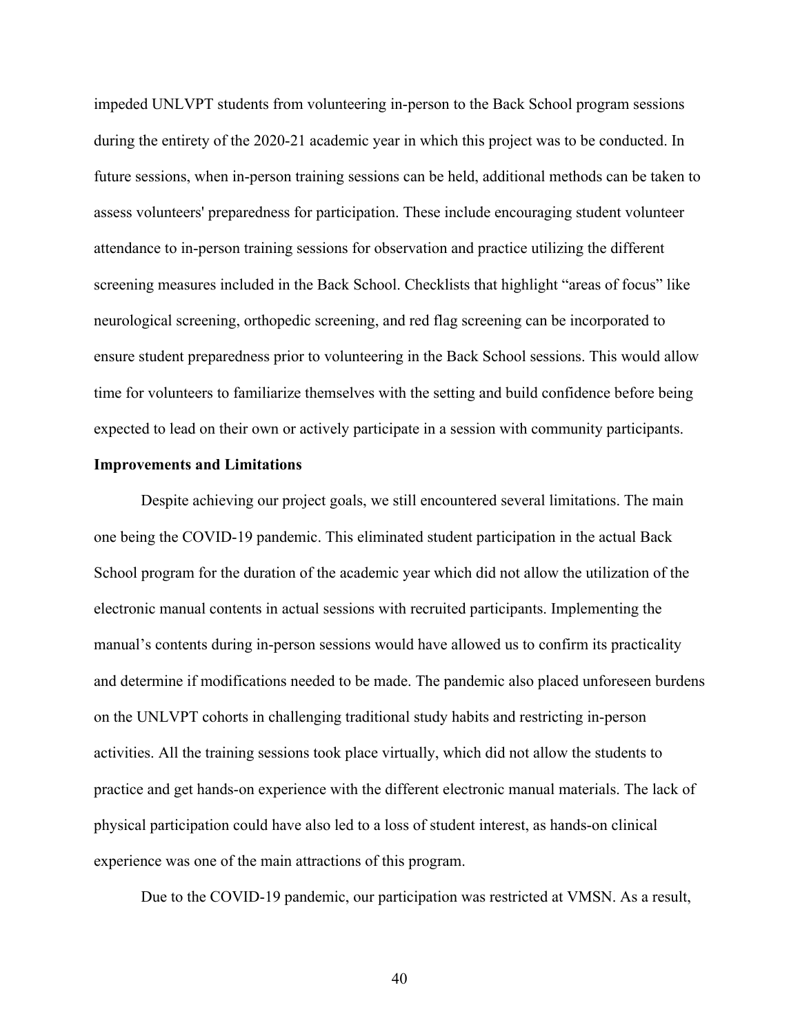impeded UNLVPT students from volunteering in-person to the Back School program sessions during the entirety of the 2020-21 academic year in which this project was to be conducted. In future sessions, when in-person training sessions can be held, additional methods can be taken to assess volunteers' preparedness for participation. These include encouraging student volunteer attendance to in-person training sessions for observation and practice utilizing the different screening measures included in the Back School. Checklists that highlight "areas of focus" like neurological screening, orthopedic screening, and red flag screening can be incorporated to ensure student preparedness prior to volunteering in the Back School sessions. This would allow time for volunteers to familiarize themselves with the setting and build confidence before being expected to lead on their own or actively participate in a session with community participants.

**Improvements and Limitations**

Despite achieving our project goals, we still encountered several limitations. The main one being the COVID-19 pandemic. This eliminated student participation in the actual Back School program for the duration of the academic year which did not allow the utilization of the electronic manual contents in actual sessions with recruited participants. Implementing the manual's contents during in-person sessions would have allowed us to confirm its practicality and determine if modifications needed to be made. The pandemic also placed unforeseen burdens on the UNLVPT cohorts in challenging traditional study habits and restricting in-person activities. All the training sessions took place virtually, which did not allow the students to practice and get hands-on experience with the different electronic manual materials. The lack of physical participation could have also led to a loss of student interest, as hands-on clinical experience was one of the main attractions of this program.

Due to the COVID-19 pandemic, our participation was restricted at VMSN. As a result,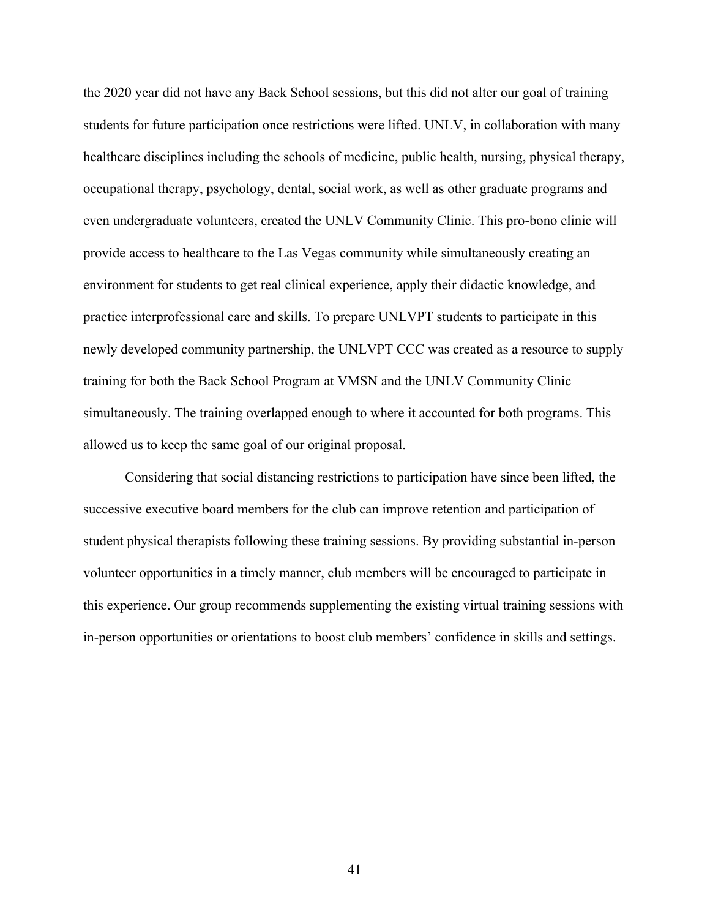the 2020 year did not have any Back School sessions, but this did not alter our goal of training students for future participation once restrictions were lifted. UNLV, in collaboration with many healthcare disciplines including the schools of medicine, public health, nursing, physical therapy, occupational therapy, psychology, dental, social work, as well as other graduate programs and even undergraduate volunteers, created the UNLV Community Clinic. This pro-bono clinic will provide access to healthcare to the Las Vegas community while simultaneously creating an environment for students to get real clinical experience, apply their didactic knowledge, and practice interprofessional care and skills. To prepare UNLVPT students to participate in this newly developed community partnership, the UNLVPT CCC was created as a resource to supply training for both the Back School Program at VMSN and the UNLV Community Clinic simultaneously. The training overlapped enough to where it accounted for both programs. This allowed us to keep the same goal of our original proposal.

Considering that social distancing restrictions to participation have since been lifted, the successive executive board members for the club can improve retention and participation of student physical therapists following these training sessions. By providing substantial in-person volunteer opportunities in a timely manner, club members will be encouraged to participate in this experience. Our group recommends supplementing the existing virtual training sessions with in-person opportunities or orientations to boost club members' confidence in skills and settings.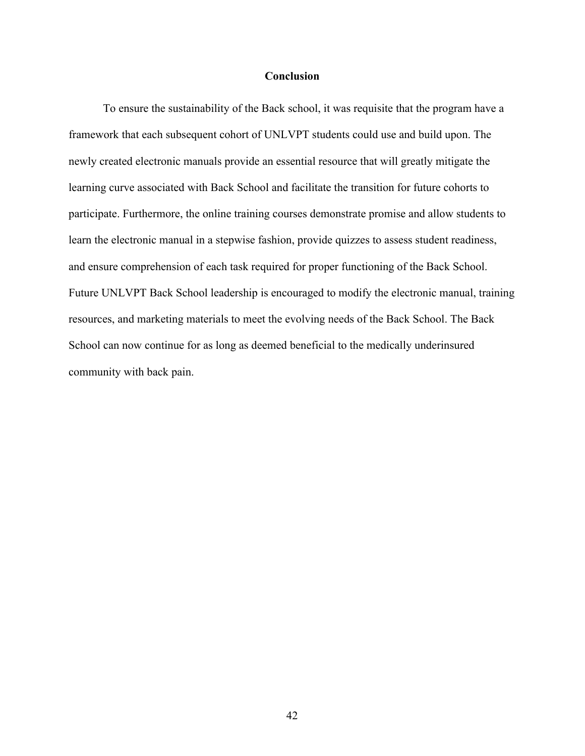## Conclusion

To ensure the sustainability of the Back school, it was requisite that the program have a framework that each subsequent cohort of UNLVPT students could use and build upon. The newly created electronic manuals provide an essential resource that will greatly mitigate the learning curve associated with Back School and facilitate the transition for future cohorts to participate. Furthermore, the online training courses demonstrate promise and allow students to learn the electronic manual in a stepwise fashion, provide quizzes to assess student readiness, and ensure comprehension of each task required for proper functioning of the Back School. Future UNLVPT Back School leadership is encouraged to modify the electronic manual, training resources, and marketing materials to meet the evolving needs of the Back School. The Back School can now continue for as long as deemed beneficial to the medically underinsured community with back pain.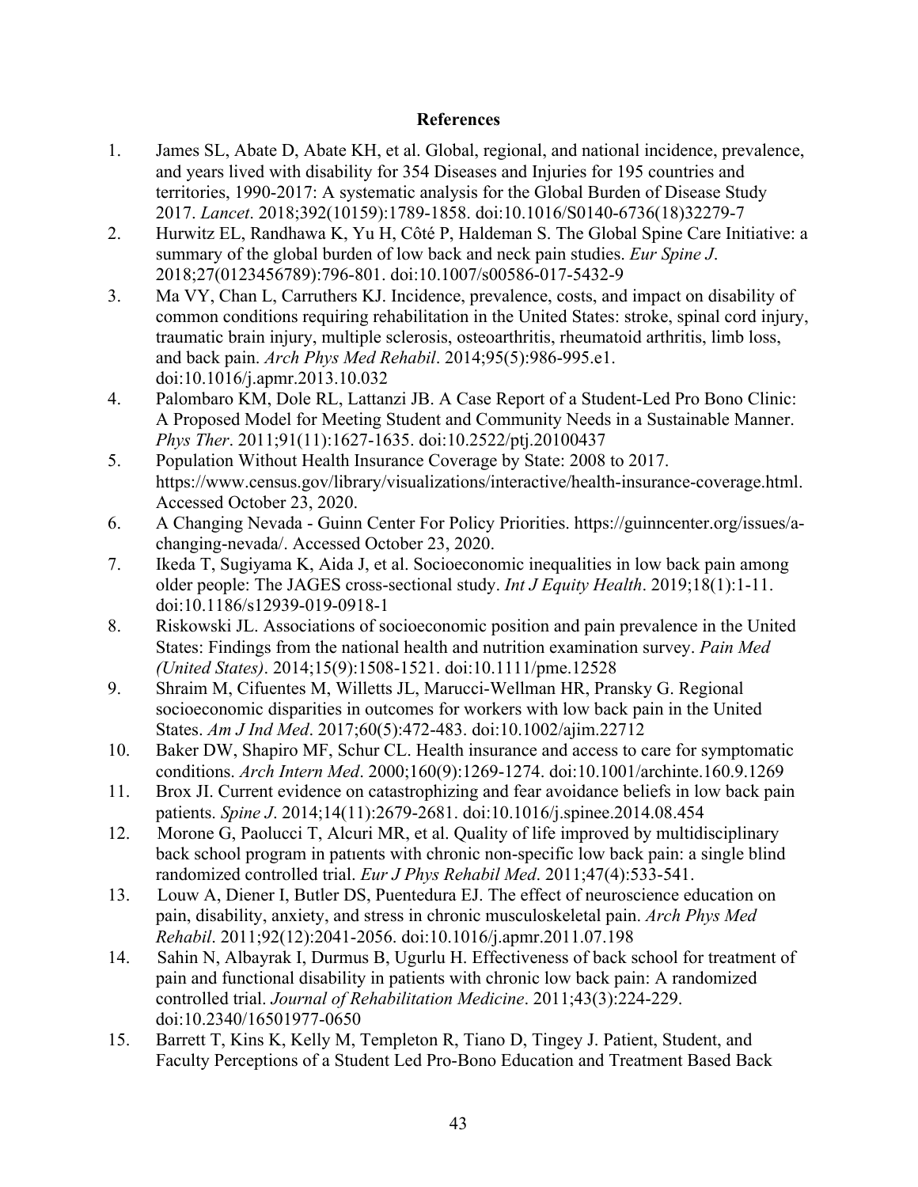## References

1. James SL, Abate D, Abate KH, et al. Global, regional, and national incidence, prevalence, and years lived with disability for 354 Diseases and Injuries for 195 countries and territories, 1990-2017: A systematic analysis for the Global Burden of Disease Study 2017. *Lancet*. 2018;392(10159):1789-1858. doi:10.1016/S0140-6736(18)32279-7
2. Hurwitz EL, Randhawa K, Yu H, Côté P, Haldeman S. The Global Spine Care Initiative: a summary of the global burden of low back and neck pain studies. *Eur Spine J*. 2018;27(0123456789):796-801. doi:10.1007/s00586-017-5432-9
3. Ma VY, Chan L, Carruthers KJ. Incidence, prevalence, costs, and impact on disability of common conditions requiring rehabilitation in the United States: stroke, spinal cord injury, traumatic brain injury, multiple sclerosis, osteoarthritis, rheumatoid arthritis, limb loss, and back pain. *Arch Phys Med Rehabil*. 2014;95(5):986-995.e1. doi:10.1016/j.apmr.2013.10.032
4. Palombaro KM, Dole RL, Lattanzi JB. A Case Report of a Student-Led Pro Bono Clinic: A Proposed Model for Meeting Student and Community Needs in a Sustainable Manner. *Phys Ther*. 2011;91(11):1627-1635. doi:10.2522/ptj.20100437
5. Population Without Health Insurance Coverage by State: 2008 to 2017. https://www.census.gov/library/visualizations/interactive/health-insurance-coverage.html. Accessed October 23, 2020.
6. A Changing Nevada - Guinn Center For Policy Priorities. https://guinncenter.org/issues/a-changing-nevada/. Accessed October 23, 2020.
7. Ikeda T, Sugiyama K, Aida J, et al. Socioeconomic inequalities in low back pain among older people: The JAGES cross-sectional study. *Int J Equity Health*. 2019;18(1):1-11. doi:10.1186/s12939-019-0918-1
8. Riskowski JL. Associations of socioeconomic position and pain prevalence in the United States: Findings from the national health and nutrition examination survey. *Pain Med (United States)*. 2014;15(9):1508-1521. doi:10.1111/pme.12528
9. Shraim M, Cifuentes M, Willetts JL, Marucci-Wellman HR, Pransky G. Regional socioeconomic disparities in outcomes for workers with low back pain in the United States. *Am J Ind Med*. 2017;60(5):472-483. doi:10.1002/ajim.22712
10. Baker DW, Shapiro MF, Schur CL. Health insurance and access to care for symptomatic conditions. *Arch Intern Med*. 2000;160(9):1269-1274. doi:10.1001/archinte.160.9.1269
11. Brox JI. Current evidence on catastrophizing and fear avoidance beliefs in low back pain patients. *Spine J*. 2014;14(11):2679-2681. doi:10.1016/j.spinee.2014.08.454
12. Morone G, Paolucci T, Alcuri MR, et al. Quality of life improved by multidisciplinary back school program in patıents with chronic non-specific low back pain: a single blind randomized controlled trial. *Eur J Phys Rehabil Med*. 2011;47(4):533-541.
13. Louw A, Diener I, Butler DS, Puentedura EJ. The effect of neuroscience education on pain, disability, anxiety, and stress in chronic musculoskeletal pain. *Arch Phys Med Rehabil*. 2011;92(12):2041-2056. doi:10.1016/j.apmr.2011.07.198
14. Sahin N, Albayrak I, Durmus B, Ugurlu H. Effectiveness of back school for treatment of pain and functional disability in patients with chronic low back pain: A randomized controlled trial. *Journal of Rehabilitation Medicine*. 2011;43(3):224-229. doi:10.2340/16501977-0650
15. Barrett T, Kins K, Kelly M, Templeton R, Tiano D, Tingey J. Patient, Student, and Faculty Perceptions of a Student Led Pro-Bono Education and Treatment Based Back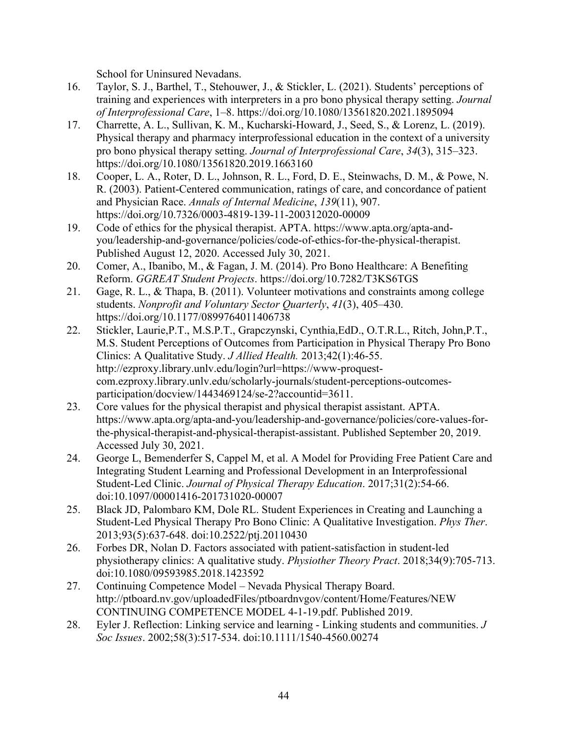School for Uninsured Nevadans.

16. Taylor, S. J., Barthel, T., Stehouwer, J., & Stickler, L. (2021). Students' perceptions of training and experiences with interpreters in a pro bono physical therapy setting. *Journal of Interprofessional Care*, 1–8. https://doi.org/10.1080/13561820.2021.1895094
17. Charrette, A. L., Sullivan, K. M., Kucharski-Howard, J., Seed, S., & Lorenz, L. (2019). Physical therapy and pharmacy interprofessional education in the context of a university pro bono physical therapy setting. *Journal of Interprofessional Care*, *34*(3), 315–323. https://doi.org/10.1080/13561820.2019.1663160
18. Cooper, L. A., Roter, D. L., Johnson, R. L., Ford, D. E., Steinwachs, D. M., & Powe, N. R. (2003). Patient-Centered communication, ratings of care, and concordance of patient and Physician Race. *Annals of Internal Medicine*, *139*(11), 907. https://doi.org/10.7326/0003-4819-139-11-200312020-00009
19. Code of ethics for the physical therapist. APTA. https://www.apta.org/apta-and-you/leadership-and-governance/policies/code-of-ethics-for-the-physical-therapist. Published August 12, 2020. Accessed July 30, 2021.
20. Comer, A., Ibanibo, M., & Fagan, J. M. (2014). Pro Bono Healthcare: A Benefiting Reform. *GGREAT Student Projects*. https://doi.org/10.7282/T3KS6TGS
21. Gage, R. L., & Thapa, B. (2011). Volunteer motivations and constraints among college students. *Nonprofit and Voluntary Sector Quarterly*, *41*(3), 405–430. https://doi.org/10.1177/0899764011406738
22. Stickler, Laurie,P.T., M.S.P.T., Grapczynski, Cynthia,EdD., O.T.R.L., Ritch, John,P.T., M.S. Student Perceptions of Outcomes from Participation in Physical Therapy Pro Bono Clinics: A Qualitative Study. *J Allied Health.* 2013;42(1):46-55. http://ezproxy.library.unlv.edu/login?url=https://www-proquest-com.ezproxy.library.unlv.edu/scholarly-journals/student-perceptions-outcomes-participation/docview/1443469124/se-2?accountid=3611.
23. Core values for the physical therapist and physical therapist assistant. APTA. https://www.apta.org/apta-and-you/leadership-and-governance/policies/core-values-for-the-physical-therapist-and-physical-therapist-assistant. Published September 20, 2019. Accessed July 30, 2021.
24. George L, Bemenderfer S, Cappel M, et al. A Model for Providing Free Patient Care and Integrating Student Learning and Professional Development in an Interprofessional Student-Led Clinic. *Journal of Physical Therapy Education*. 2017;31(2):54-66. doi:10.1097/00001416-201731020-00007
25. Black JD, Palombaro KM, Dole RL. Student Experiences in Creating and Launching a Student-Led Physical Therapy Pro Bono Clinic: A Qualitative Investigation. *Phys Ther*. 2013;93(5):637-648. doi:10.2522/ptj.20110430
26. Forbes DR, Nolan D. Factors associated with patient-satisfaction in student-led physiotherapy clinics: A qualitative study. *Physiother Theory Pract*. 2018;34(9):705-713. doi:10.1080/09593985.2018.1423592
27. Continuing Competence Model – Nevada Physical Therapy Board. http://ptboard.nv.gov/uploadedFiles/ptboardnvgov/content/Home/Features/NEW CONTINUING COMPETENCE MODEL 4-1-19.pdf. Published 2019.
28. Eyler J. Reflection: Linking service and learning - Linking students and communities. *J Soc Issues*. 2002;58(3):517-534. doi:10.1111/1540-4560.00274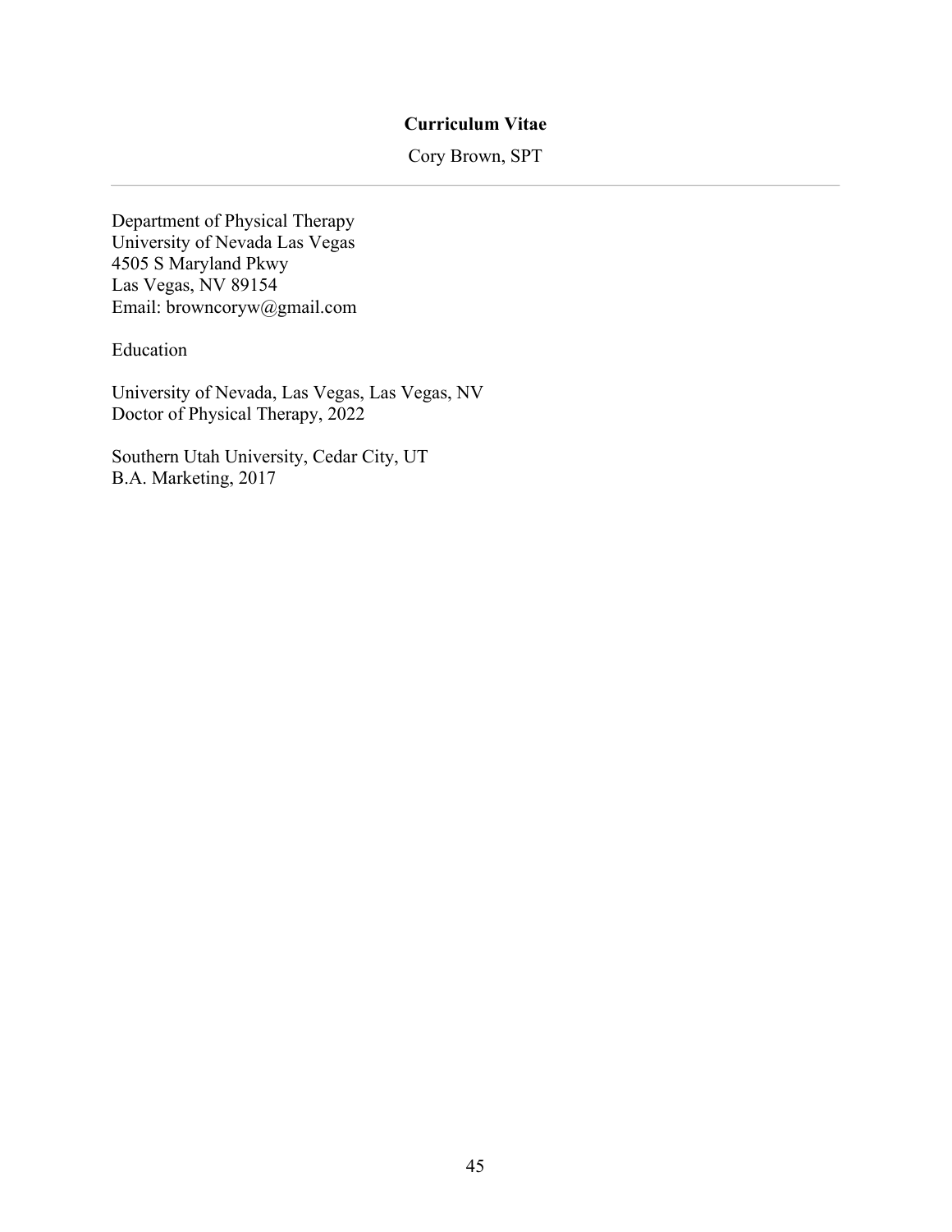# Curriculum Vitae

Cory Brown, SPT

---

Department of Physical Therapy
University of Nevada Las Vegas
4505 S Maryland Pkwy
Las Vegas, NV 89154
Email: browncoryw@gmail.com

Education

University of Nevada, Las Vegas, Las Vegas, NV
Doctor of Physical Therapy, 2022

Southern Utah University, Cedar City, UT
B.A. Marketing, 2017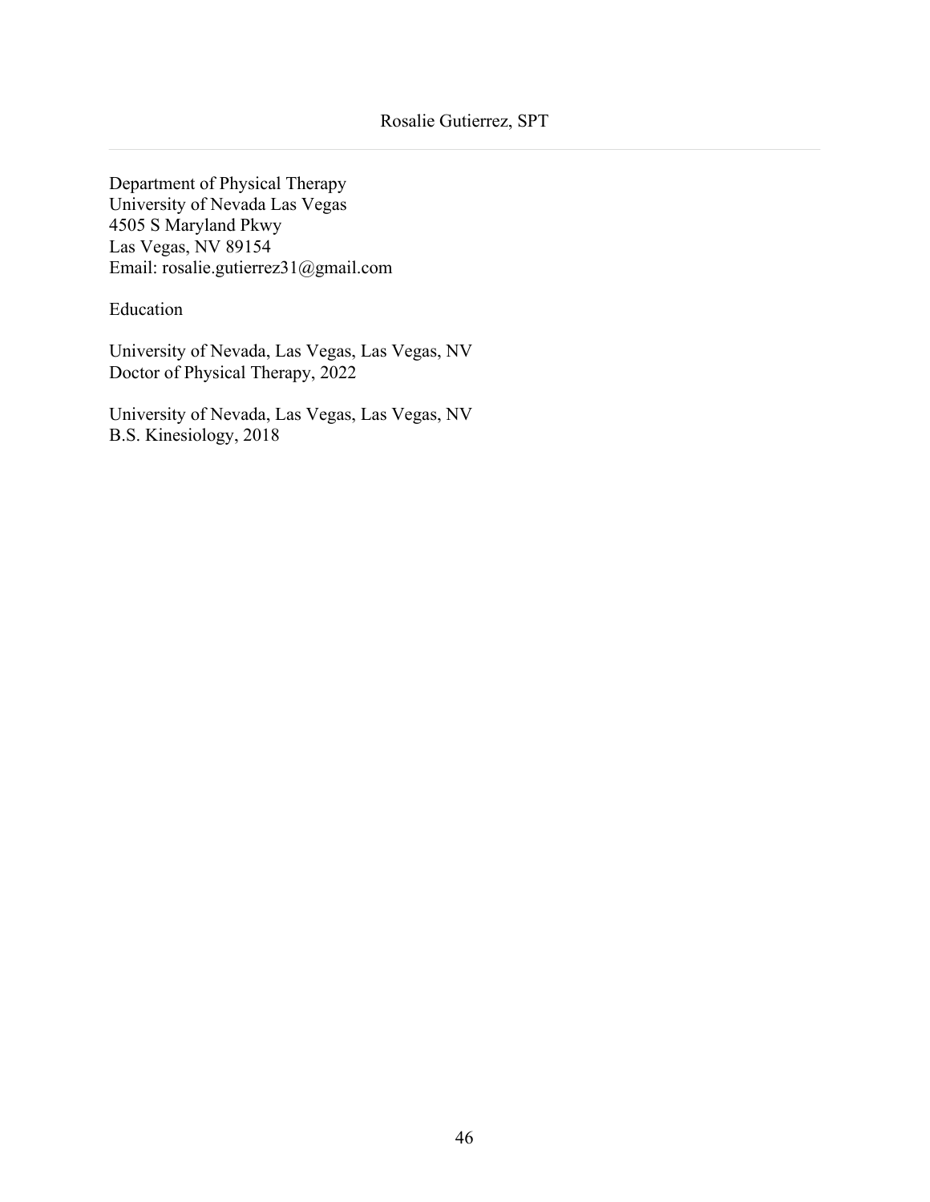# Rosalie Gutierrez, SPT

---

Department of Physical Therapy
University of Nevada Las Vegas
4505 S Maryland Pkwy
Las Vegas, NV 89154
Email: rosalie.gutierrez31@gmail.com

## Education

University of Nevada, Las Vegas, Las Vegas, NV
Doctor of Physical Therapy, 2022

University of Nevada, Las Vegas, Las Vegas, NV
B.S. Kinesiology, 2018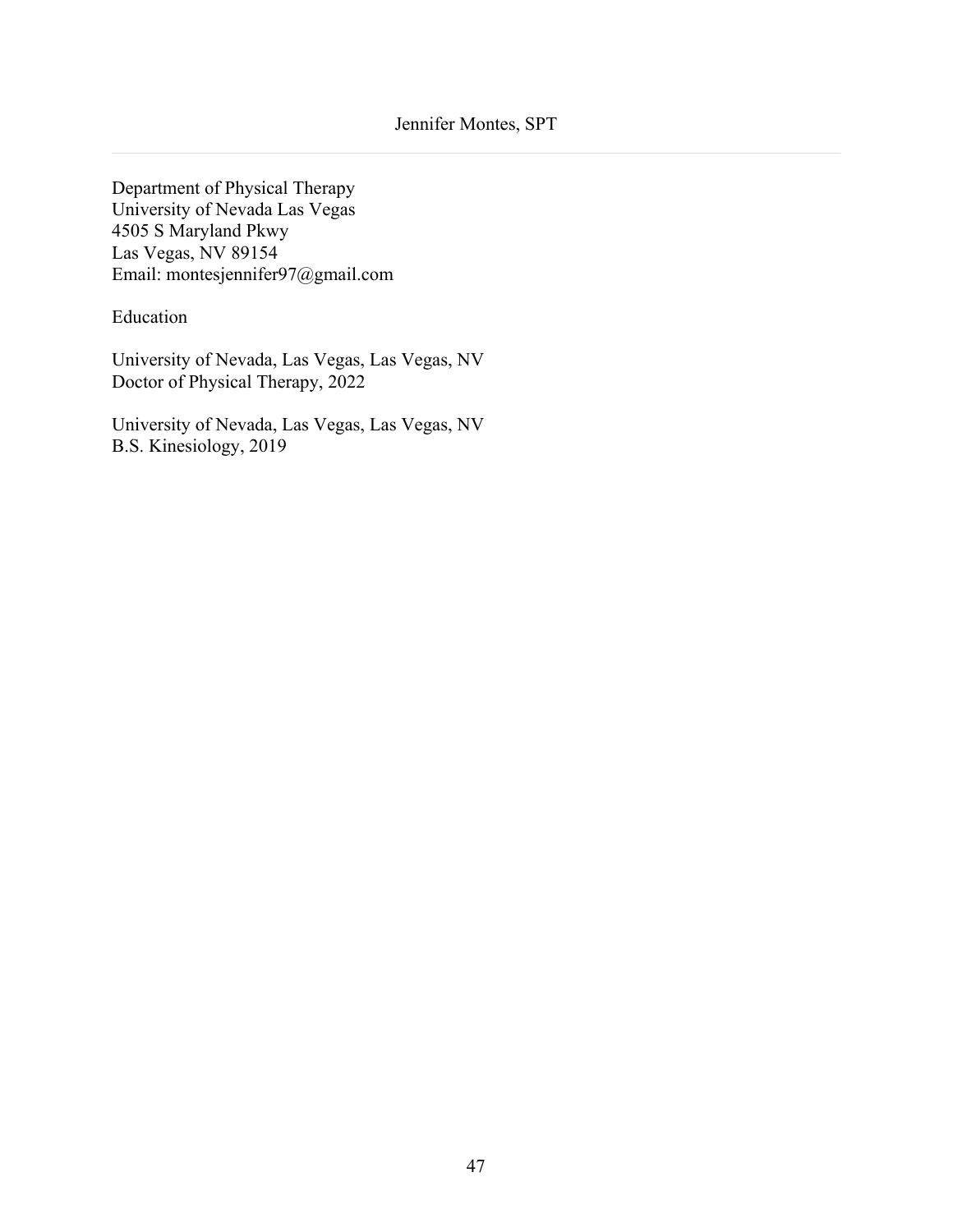# Jennifer Montes, SPT

---

Department of Physical Therapy
University of Nevada Las Vegas
4505 S Maryland Pkwy
Las Vegas, NV 89154
Email: montesjennifer97@gmail.com

## Education

University of Nevada, Las Vegas, Las Vegas, NV
Doctor of Physical Therapy, 2022

University of Nevada, Las Vegas, Las Vegas, NV
B.S. Kinesiology, 2019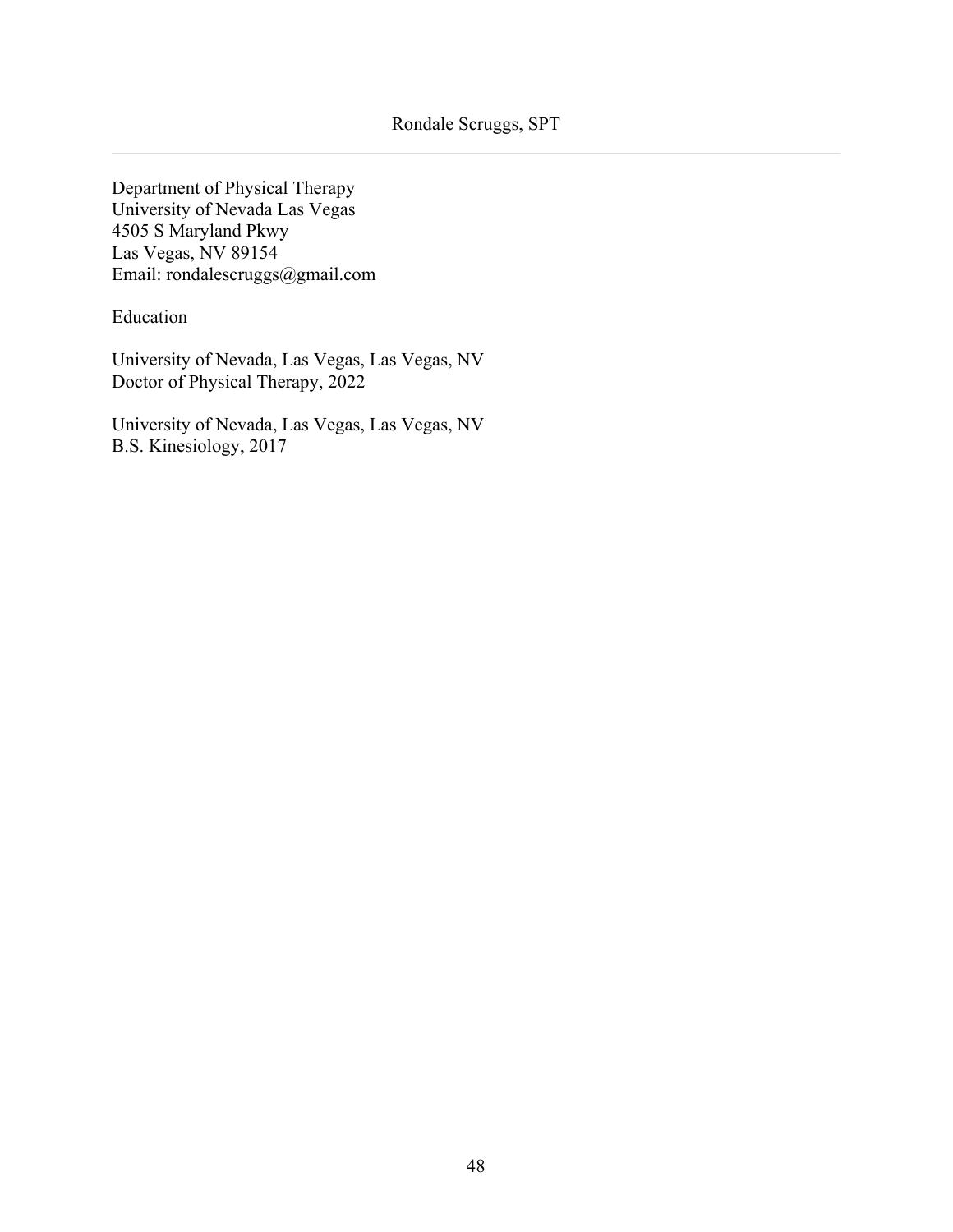# Rondale Scruggs, SPT

---

Department of Physical Therapy
University of Nevada Las Vegas
4505 S Maryland Pkwy
Las Vegas, NV 89154
Email: rondalescruggs@gmail.com

## Education

University of Nevada, Las Vegas, Las Vegas, NV
Doctor of Physical Therapy, 2022

University of Nevada, Las Vegas, Las Vegas, NV
B.S. Kinesiology, 2017